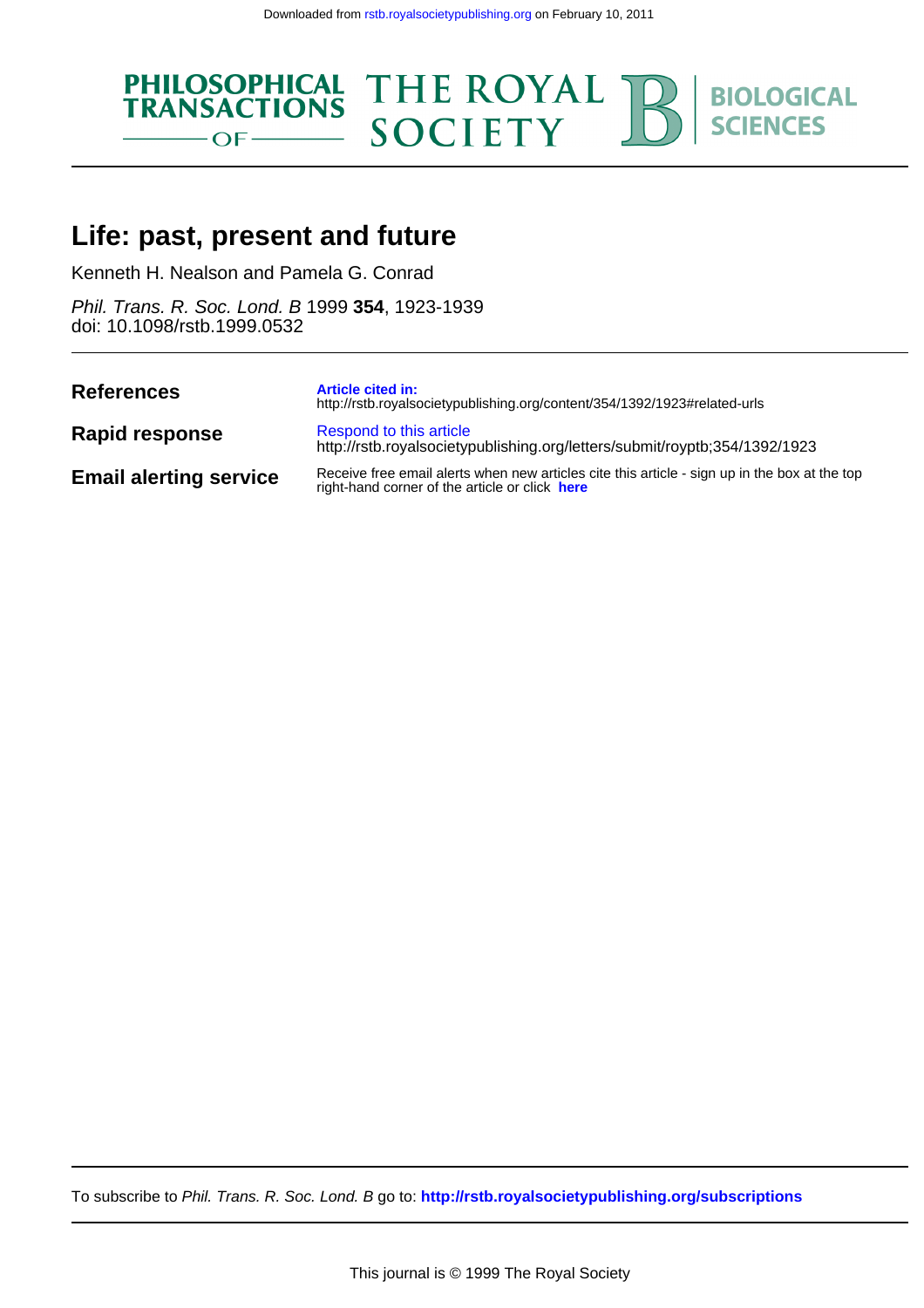Downloaded from rstb.royalsocietypublishing.org on February 10, 2011

PHILOSOPHICAL TRANSACTIONS OF THE ROYAL SOCIETY B BIOLOGICAL SCIENCES

# Life: past, present and future

Kenneth H. Nealson and Pamela G. Conrad

*Phil. Trans. R. Soc. Lond. B* 1999 **354**, 1923-1939
doi: 10.1098/rstb.1999.0532

| | |
|---|---|
| **References** | **Article cited in:** http://rstb.royalsocietypublishing.org/content/354/1392/1923#related-urls |
| **Rapid response** | Respond to this article http://rstb.royalsocietypublishing.org/letters/submit/royptb;354/1392/1923 |
| **Email alerting service** | Receive free email alerts when new articles cite this article - sign up in the box at the top right-hand corner of the article or click **here** |

To subscribe to *Phil. Trans. R. Soc. Lond. B* go to: **http://rstb.royalsocietypublishing.org/subscriptions**

This journal is © 1999 The Royal Society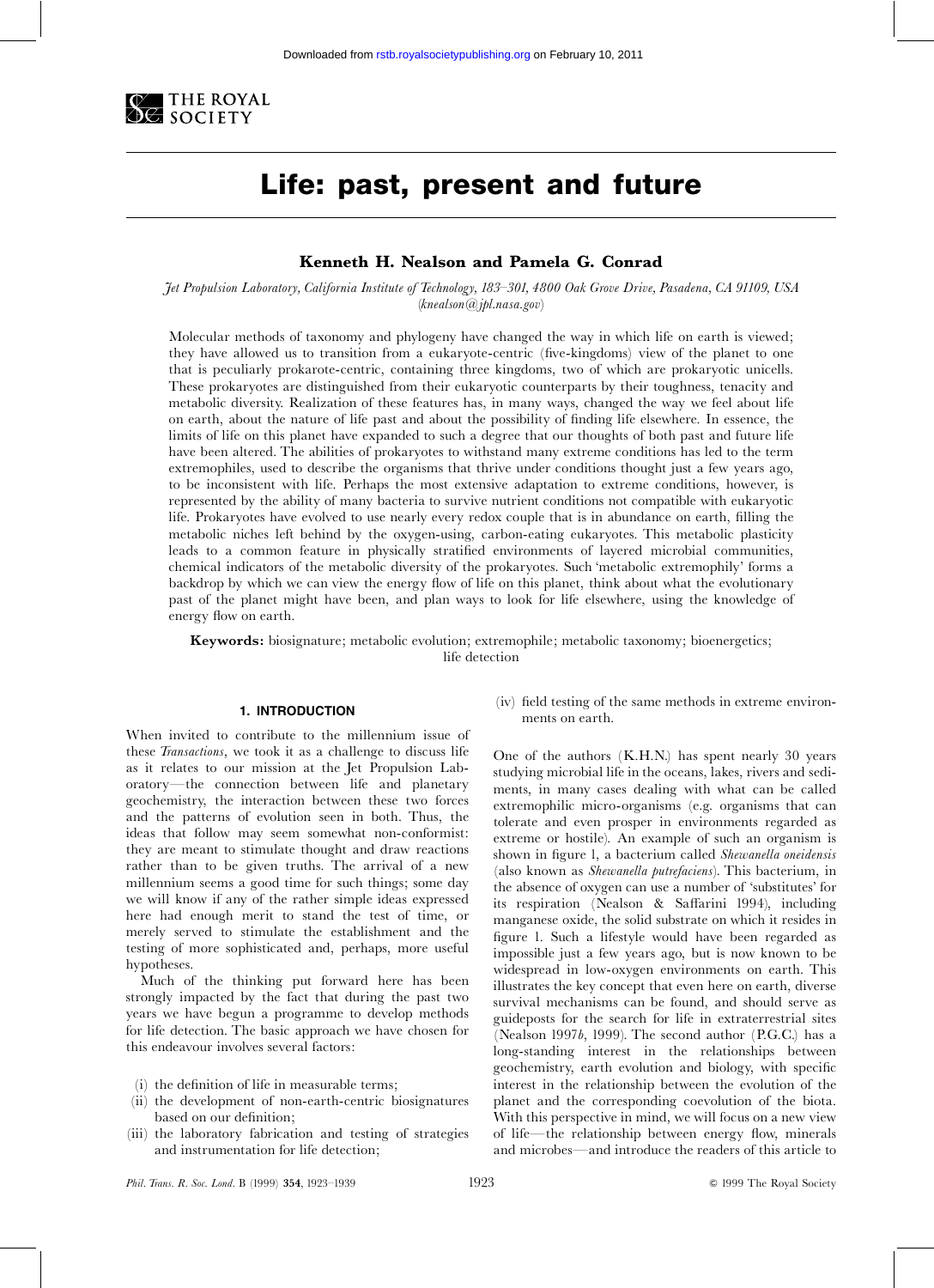# Life: past, present and future

**Kenneth H. Nealson and Pamela G. Conrad**

*Jet Propulsion Laboratory, California Institute of Technology, 183–301, 4800 Oak Grove Drive, Pasadena, CA 91109, USA* (*knealson@jpl.nasa.gov*)

Molecular methods of taxonomy and phylogeny have changed the way in which life on earth is viewed; they have allowed us to transition from a eukaryote-centric (five-kingdoms) view of the planet to one that is peculiarly prokarote-centric, containing three kingdoms, two of which are prokaryotic unicells. These prokaryotes are distinguished from their eukaryotic counterparts by their toughness, tenacity and metabolic diversity. Realization of these features has, in many ways, changed the way we feel about life on earth, about the nature of life past and about the possibility of finding life elsewhere. In essence, the limits of life on this planet have expanded to such a degree that our thoughts of both past and future life have been altered. The abilities of prokaryotes to withstand many extreme conditions has led to the term extremophiles, used to describe the organisms that thrive under conditions thought just a few years ago, to be inconsistent with life. Perhaps the most extensive adaptation to extreme conditions, however, is represented by the ability of many bacteria to survive nutrient conditions not compatible with eukaryotic life. Prokaryotes have evolved to use nearly every redox couple that is in abundance on earth, filling the metabolic niches left behind by the oxygen-using, carbon-eating eukaryotes. This metabolic plasticity leads to a common feature in physically stratified environments of layered microbial communities, chemical indicators of the metabolic diversity of the prokaryotes. Such 'metabolic extremophily' forms a backdrop by which we can view the energy flow of life on this planet, think about what the evolutionary past of the planet might have been, and plan ways to look for life elsewhere, using the knowledge of energy flow on earth.

**Keywords:** biosignature; metabolic evolution; extremophile; metabolic taxonomy; bioenergetics; life detection

## 1. INTRODUCTION

When invited to contribute to the millennium issue of these *Transactions*, we took it as a challenge to discuss life as it relates to our mission at the Jet Propulsion Laboratory—the connection between life and planetary geochemistry, the interaction between these two forces and the patterns of evolution seen in both. Thus, the ideas that follow may seem somewhat non-conformist: they are meant to stimulate thought and draw reactions rather than to be given truths. The arrival of a new millennium seems a good time for such things; some day we will know if any of the rather simple ideas expressed here had enough merit to stand the test of time, or merely served to stimulate the establishment and the testing of more sophisticated and, perhaps, more useful hypotheses.

Much of the thinking put forward here has been strongly impacted by the fact that during the past two years we have begun a programme to develop methods for life detection. The basic approach we have chosen for this endeavour involves several factors:

- (i) the definition of life in measurable terms;
- (ii) the development of non-earth-centric biosignatures based on our definition;
- (iii) the laboratory fabrication and testing of strategies and instrumentation for life detection;
- (iv) field testing of the same methods in extreme environments on earth.

One of the authors (K.H.N.) has spent nearly 30 years studying microbial life in the oceans, lakes, rivers and sediments, in many cases dealing with what can be called extremophilic micro-organisms (e.g. organisms that can tolerate and even prosper in environments regarded as extreme or hostile). An example of such an organism is shown in figure 1, a bacterium called *Shewanella oneidensis* (also known as *Shewanella putrefaciens*). This bacterium, in the absence of oxygen can use a number of 'substitutes' for its respiration (Nealson & Saffarini 1994), including manganese oxide, the solid substrate on which it resides in figure 1. Such a lifestyle would have been regarded as impossible just a few years ago, but is now known to be widespread in low-oxygen environments on earth. This illustrates the key concept that even here on earth, diverse survival mechanisms can be found, and should serve as guideposts for the search for life in extraterrestrial sites (Nealson 1997*b*, 1999). The second author (P.G.C.) has a long-standing interest in the relationships between geochemistry, earth evolution and biology, with specific interest in the relationship between the evolution of the planet and the corresponding coevolution of the biota. With this perspective in mind, we will focus on a new view of life—the relationship between energy flow, minerals and microbes—and introduce the readers of this article to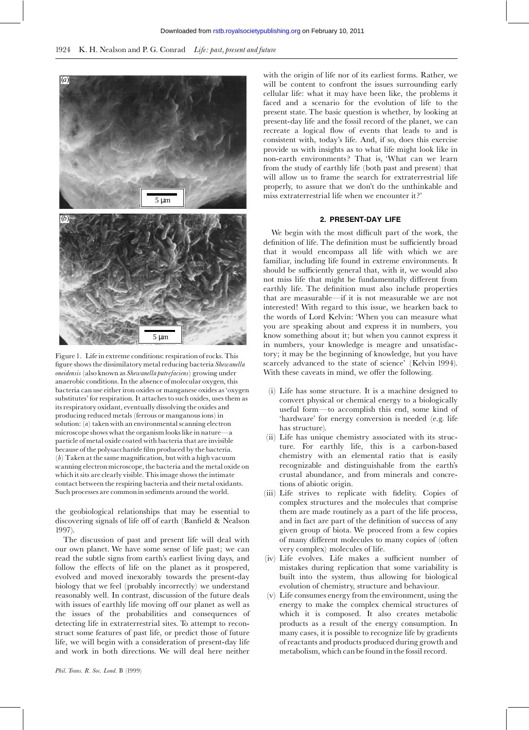Figure 1. Life in extreme conditions: respiration of rocks. This figure shows the dissimilatory metal reducing bacteria *Shewanella oneidensis* (also known as *Shewanella putrefaciens*) growing under anaerobic conditions. In the absence of molecular oxygen, this bacteria can use either iron oxides or manganese oxides as 'oxygen substitutes' for respiration. It attaches to such oxides, uses them as its respiratory oxidant, eventually dissolving the oxides and producing reduced metals (ferrous or manganous ions) in solution: (*a*) taken with an environmental scanning electron microscope shows what the organism looks like in nature—a particle of metal oxide coated with bacteria that are invisible because of the polysaccharide film produced by the bacteria. (*b*) Taken at the same magnification, but with a high vacuum scanning electron microscope, the bacteria and the metal oxide on which it sits are clearly visible. This image shows the intimate contact between the respiring bacteria and their metal oxidants. Such processes are common in sediments around the world.

the geobiological relationships that may be essential to discovering signals of life off of earth (Banfield & Nealson 1997).

The discussion of past and present life will deal with our own planet. We have some sense of life past; we can read the subtle signs from earth's earliest living days, and follow the effects of life on the planet as it prospered, evolved and moved inexorably towards the present-day biology that we feel (probably incorrectly) we understand reasonably well. In contrast, discussion of the future deals with issues of earthly life moving off our planet as well as the issues of the probabilities and consequences of detecting life in extraterrestrial sites. To attempt to reconstruct some features of past life, or predict those of future life, we will begin with a consideration of present-day life and work in both directions. We will deal here neither with the origin of life nor of its earliest forms. Rather, we will be content to confront the issues surrounding early cellular life: what it may have been like, the problems it faced and a scenario for the evolution of life to the present state. The basic question is whether, by looking at present-day life and the fossil record of the planet, we can recreate a logical flow of events that leads to and is consistent with, today's life. And, if so, does this exercise provide us with insights as to what life might look like in non-earth environments? That is, 'What can we learn from the study of earthly life (both past and present) that will allow us to frame the search for extraterrestrial life properly, to assure that we don't do the unthinkable and miss extraterrestrial life when we encounter it?'

## 2. PRESENT-DAY LIFE

We begin with the most difficult part of the work, the definition of life. The definition must be sufficiently broad that it would encompass all life with which we are familiar, including life found in extreme environments. It should be sufficiently general that, with it, we would also not miss life that might be fundamentally different from earthly life. The definition must also include properties that are measurable—if it is not measurable we are not interested! With regard to this issue, we hearken back to the words of Lord Kelvin: 'When you can measure what you are speaking about and express it in numbers, you know something about it; but when you cannot express it in numbers, your knowledge is meagre and unsatisfactory; it may be the beginning of knowledge, but you have scarcely advanced to the state of science' (Kelvin 1994). With these caveats in mind, we offer the following.

(i) Life has some structure. It is a machine designed to convert physical or chemical energy to a biologically useful form—to accomplish this end, some kind of 'hardware' for energy conversion is needed (e.g. life has structure).

(ii) Life has unique chemistry associated with its structure. For earthly life, this is a carbon-based chemistry with an elemental ratio that is easily recognizable and distinguishable from the earth's crustal abundance, and from minerals and concretions of abiotic origin.

(iii) Life strives to replicate with fidelity. Copies of complex structures and the molecules that comprise them are made routinely as a part of the life process, and in fact are part of the definition of success of any given group of biota. We proceed from a few copies of many different molecules to many copies of (often very complex) molecules of life.

(iv) Life evolves. Life makes a sufficient number of mistakes during replication that some variability is built into the system, thus allowing for biological evolution of chemistry, structure and behaviour.

(v) Life consumes energy from the environment, using the energy to make the complex chemical structures of which it is composed. It also creates metabolic products as a result of the energy consumption. In many cases, it is possible to recognize life by gradients of reactants and products produced during growth and metabolism, which can be found in the fossil record.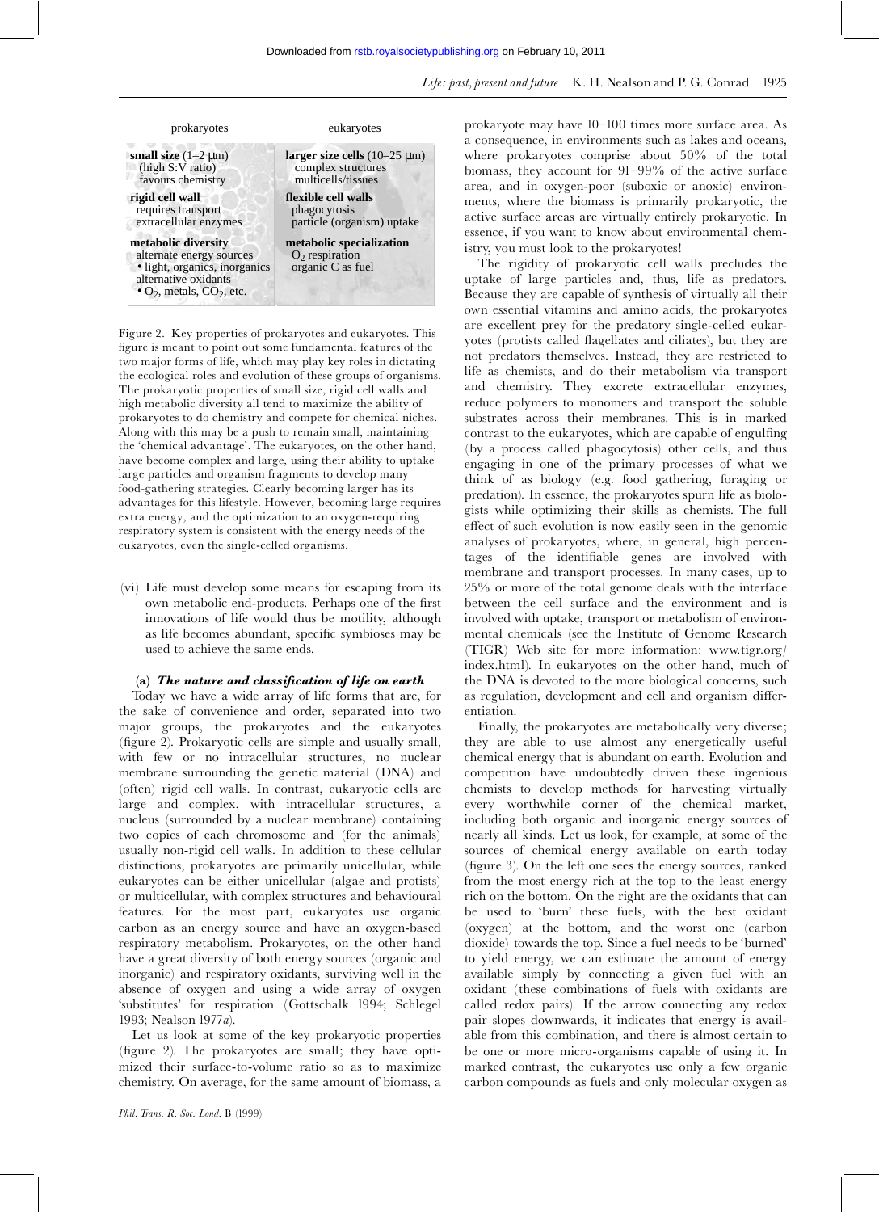| prokaryotes | eukaryotes |
|---|---|
| **small size** (1–2 μm) (high S:V ratio) favours chemistry | **larger size cells** (10–25 μm) complex structures multicells/tissues |
| **rigid cell wall** requires transport extracellular enzymes | **flexible cell walls** phagocytosis particle (organism) uptake |
| **metabolic diversity** alternate energy sources • light, organics, inorganics alternative oxidants • $O_2$, metals, $CO_2$, etc. | **metabolic specialization** $O_2$ respiration organic C as fuel |

Figure 2. Key properties of prokaryotes and eukaryotes. This figure is meant to point out some fundamental features of the two major forms of life, which may play key roles in dictating the ecological roles and evolution of these groups of organisms. The prokaryotic properties of small size, rigid cell walls and high metabolic diversity all tend to maximize the ability of prokaryotes to do chemistry and compete for chemical niches. Along with this may be a push to remain small, maintaining the 'chemical advantage'. The eukaryotes, on the other hand, have become complex and large, using their ability to uptake large particles and organism fragments to develop many food-gathering strategies. Clearly becoming larger has its advantages for this lifestyle. However, becoming large requires extra energy, and the optimization to an oxygen-requiring respiratory system is consistent with the energy needs of the eukaryotes, even the single-celled organisms.

(vi) Life must develop some means for escaping from its own metabolic end-products. Perhaps one of the first innovations of life would thus be motility, although as life becomes abundant, specific symbioses may be used to achieve the same ends.

### (a) *The nature and classification of life on earth*

Today we have a wide array of life forms that are, for the sake of convenience and order, separated into two major groups, the prokaryotes and the eukaryotes (figure 2). Prokaryotic cells are simple and usually small, with few or no intracellular structures, no nuclear membrane surrounding the genetic material (DNA) and (often) rigid cell walls. In contrast, eukaryotic cells are large and complex, with intracellular structures, a nucleus (surrounded by a nuclear membrane) containing two copies of each chromosome and (for the animals) usually non-rigid cell walls. In addition to these cellular distinctions, prokaryotes are primarily unicellular, while eukaryotes can be either unicellular (algae and protists) or multicellular, with complex structures and behavioural features. For the most part, eukaryotes use organic carbon as an energy source and have an oxygen-based respiratory metabolism. Prokaryotes, on the other hand have a great diversity of both energy sources (organic and inorganic) and respiratory oxidants, surviving well in the absence of oxygen and using a wide array of oxygen 'substitutes' for respiration (Gottschalk 1994; Schlegel 1993; Nealson 1977*a*).

Let us look at some of the key prokaryotic properties (figure 2). The prokaryotes are small; they have optimized their surface-to-volume ratio so as to maximize chemistry. On average, for the same amount of biomass, a prokaryote may have 10–100 times more surface area. As a consequence, in environments such as lakes and oceans, where prokaryotes comprise about 50% of the total biomass, they account for 91–99% of the active surface area, and in oxygen-poor (suboxic or anoxic) environments, where the biomass is primarily prokaryotic, the active surface areas are virtually entirely prokaryotic. In essence, if you want to know about environmental chemistry, you must look to the prokaryotes!

The rigidity of prokaryotic cell walls precludes the uptake of large particles and, thus, life as predators. Because they are capable of synthesis of virtually all their own essential vitamins and amino acids, the prokaryotes are excellent prey for the predatory single-celled eukaryotes (protists called flagellates and ciliates), but they are not predators themselves. Instead, they are restricted to life as chemists, and do their metabolism via transport and chemistry. They excrete extracellular enzymes, reduce polymers to monomers and transport the soluble substrates across their membranes. This is in marked contrast to the eukaryotes, which are capable of engulfing (by a process called phagocytosis) other cells, and thus engaging in one of the primary processes of what we think of as biology (e.g. food gathering, foraging or predation). In essence, the prokaryotes spurn life as biologists while optimizing their skills as chemists. The full effect of such evolution is now easily seen in the genomic analyses of prokaryotes, where, in general, high percentages of the identifiable genes are involved with membrane and transport processes. In many cases, up to 25% or more of the total genome deals with the interface between the cell surface and the environment and is involved with uptake, transport or metabolism of environmental chemicals (see the Institute of Genome Research (TIGR) Web site for more information: www.tigr.org/index.html). In eukaryotes on the other hand, much of the DNA is devoted to the more biological concerns, such as regulation, development and cell and organism differentiation.

Finally, the prokaryotes are metabolically very diverse; they are able to use almost any energetically useful chemical energy that is abundant on earth. Evolution and competition have undoubtedly driven these ingenious chemists to develop methods for harvesting virtually every worthwhile corner of the chemical market, including both organic and inorganic energy sources of nearly all kinds. Let us look, for example, at some of the sources of chemical energy available on earth today (figure 3). On the left one sees the energy sources, ranked from the most energy rich at the top to the least energy rich on the bottom. On the right are the oxidants that can be used to 'burn' these fuels, with the best oxidant (oxygen) at the bottom, and the worst one (carbon dioxide) towards the top. Since a fuel needs to be 'burned' to yield energy, we can estimate the amount of energy available simply by connecting a given fuel with an oxidant (these combinations of fuels with oxidants are called redox pairs). If the arrow connecting any redox pair slopes downwards, it indicates that energy is available from this combination, and there is almost certain to be one or more micro-organisms capable of using it. In marked contrast, the eukaryotes use only a few organic carbon compounds as fuels and only molecular oxygen as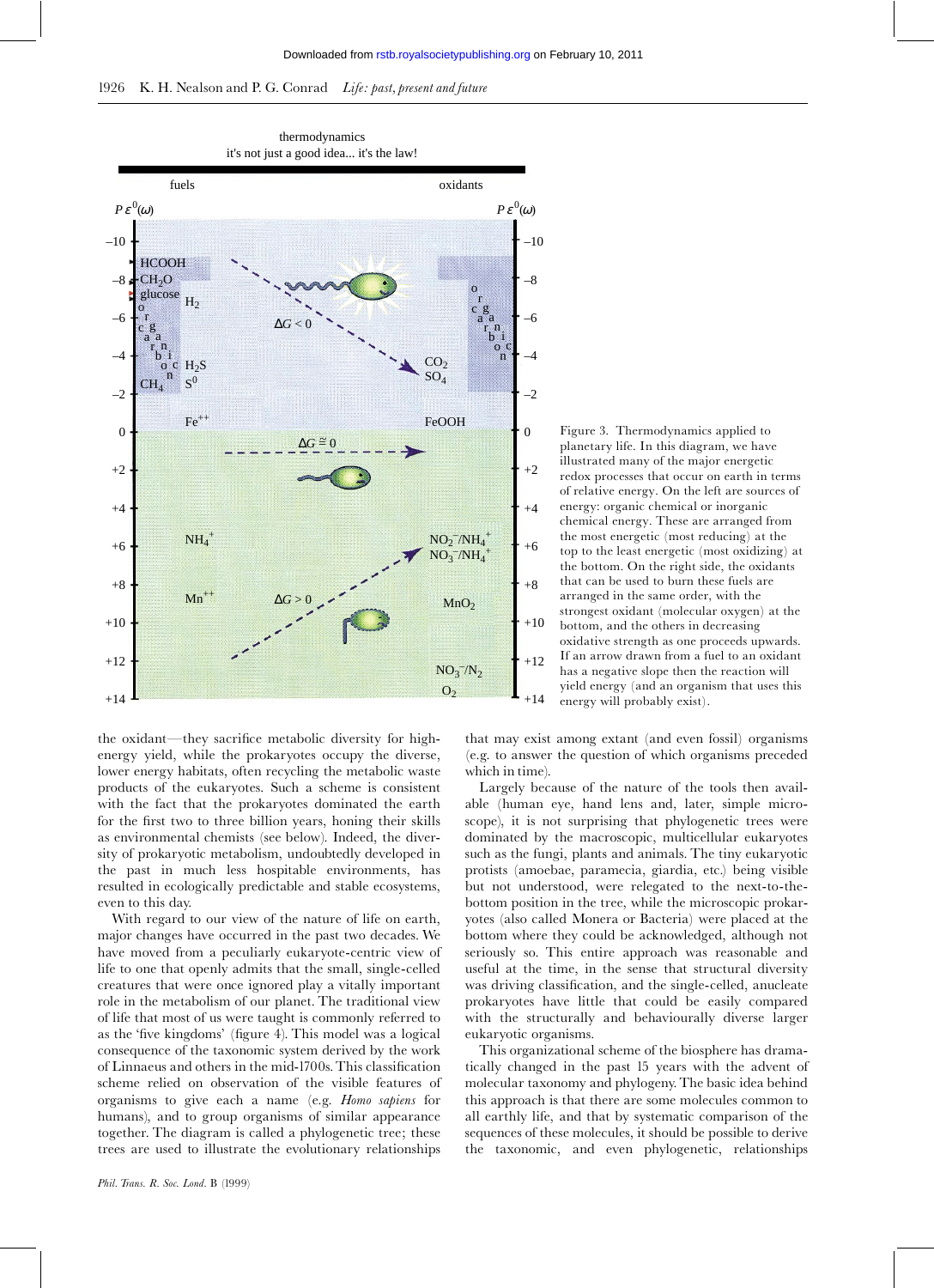thermodynamics
it's not just a good idea... it's the law!

fuels

oxidants

$P\varepsilon^0(\omega)$

$P\varepsilon^0(\omega)$

–10
–8
–6
–4
–2
0
+2
+4
+6
+8
+10
+12
+14

HCOOH
$CH_2O$
glucose
$H_2$
organic
$H_2S$
$CH_4$
$S^0$
$Fe^{++}$
$\Delta G < 0$
$CO_2$
$SO_4$
organic
FeOOH
$\Delta G \cong 0$
$NH_4^+$
$NO_2^-/NH_4^+$
$NO_3^-/NH_4^+$
$Mn^{++}$
$\Delta G > 0$
$MnO_2$
$NO_3^-/N_2$
$O_2$

Figure 3. Thermodynamics applied to planetary life. In this diagram, we have illustrated many of the major energetic redox processes that occur on earth in terms of relative energy. On the left are sources of energy: organic chemical or inorganic chemical energy. These are arranged from the most energetic (most reducing) at the top to the least energetic (most oxidizing) at the bottom. On the right side, the oxidants that can be used to burn these fuels are arranged in the same order, with the strongest oxidant (molecular oxygen) at the bottom, and the others in decreasing oxidative strength as one proceeds upwards. If an arrow drawn from a fuel to an oxidant has a negative slope then the reaction will yield energy (and an organism that uses this energy will probably exist).

the oxidant—they sacrifice metabolic diversity for high-energy yield, while the prokaryotes occupy the diverse, lower energy habitats, often recycling the metabolic waste products of the eukaryotes. Such a scheme is consistent with the fact that the prokaryotes dominated the earth for the first two to three billion years, honing their skills as environmental chemists (see below). Indeed, the diversity of prokaryotic metabolism, undoubtedly developed in the past in much less hospitable environments, has resulted in ecologically predictable and stable ecosystems, even to this day.

With regard to our view of the nature of life on earth, major changes have occurred in the past two decades. We have moved from a peculiarly eukaryote-centric view of life to one that openly admits that the small, single-celled creatures that were once ignored play a vitally important role in the metabolism of our planet. The traditional view of life that most of us were taught is commonly referred to as the 'five kingdoms' (figure 4). This model was a logical consequence of the taxonomic system derived by the work of Linnaeus and others in the mid-1700s. This classification scheme relied on observation of the visible features of organisms to give each a name (e.g. *Homo sapiens* for humans), and to group organisms of similar appearance together. The diagram is called a phylogenetic tree; these trees are used to illustrate the evolutionary relationships that may exist among extant (and even fossil) organisms (e.g. to answer the question of which organisms preceded which in time).

Largely because of the nature of the tools then available (human eye, hand lens and, later, simple microscope), it is not surprising that phylogenetic trees were dominated by the macroscopic, multicellular eukaryotes such as the fungi, plants and animals. The tiny eukaryotic protists (amoebae, paramecia, giardia, etc.) being visible but not understood, were relegated to the next-to-the-bottom position in the tree, while the microscopic prokaryotes (also called Monera or Bacteria) were placed at the bottom where they could be acknowledged, although not seriously so. This entire approach was reasonable and useful at the time, in the sense that structural diversity was driving classification, and the single-celled, anucleate prokaryotes have little that could be easily compared with the structurally and behaviourally diverse larger eukaryotic organisms.

This organizational scheme of the biosphere has dramatically changed in the past 15 years with the advent of molecular taxonomy and phylogeny. The basic idea behind this approach is that there are some molecules common to all earthly life, and that by systematic comparison of the sequences of these molecules, it should be possible to derive the taxonomic, and even phylogenetic, relationships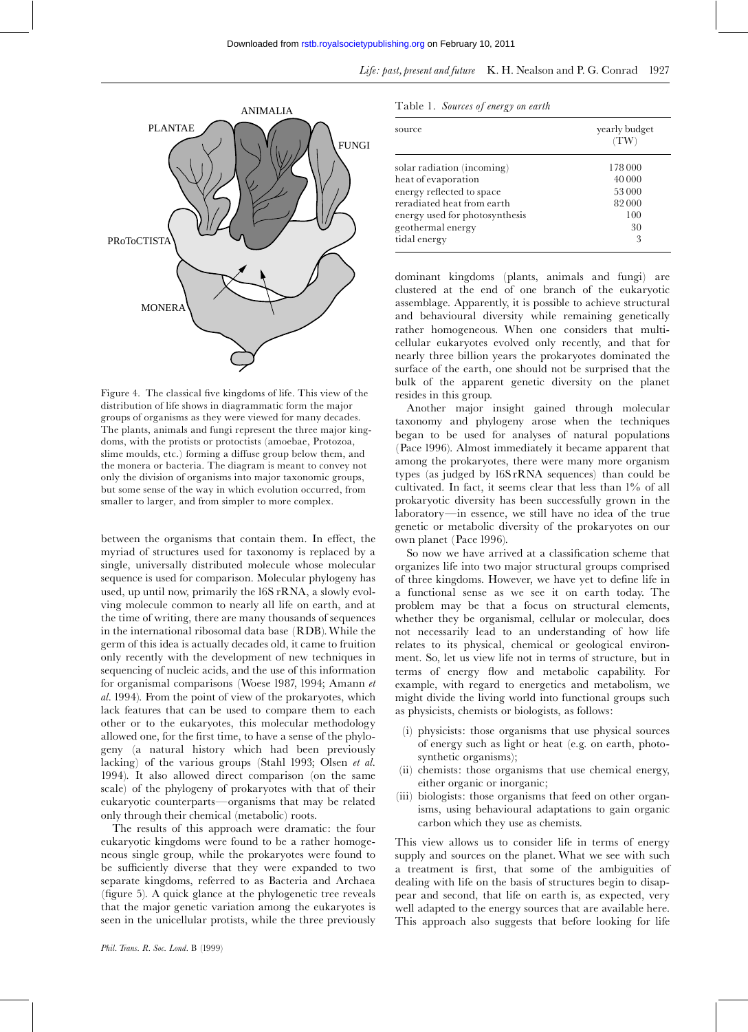Figure 4. The classical five kingdoms of life. This view of the distribution of life shows in diagrammatic form the major groups of organisms as they were viewed for many decades. The plants, animals and fungi represent the three major kingdoms, with the protists or protoctists (amoebae, Protozoa, slime moulds, etc.) forming a diffuse group below them, and the monera or bacteria. The diagram is meant to convey not only the division of organisms into major taxonomic groups, but some sense of the way in which evolution occurred, from smaller to larger, and from simpler to more complex.

between the organisms that contain them. In effect, the myriad of structures used for taxonomy is replaced by a single, universally distributed molecule whose molecular sequence is used for comparison. Molecular phylogeny has used, up until now, primarily the 16S rRNA, a slowly evolving molecule common to nearly all life on earth, and at the time of writing, there are many thousands of sequences in the international ribosomal data base (RDB). While the germ of this idea is actually decades old, it came to fruition only recently with the development of new techniques in sequencing of nucleic acids, and the use of this information for organismal comparisons (Woese 1987, 1994; Amann *et al.* 1994). From the point of view of the prokaryotes, which lack features that can be used to compare them to each other or to the eukaryotes, this molecular methodology allowed one, for the first time, to have a sense of the phylogeny (a natural history which had been previously lacking) of the various groups (Stahl 1993; Olsen *et al.* 1994). It also allowed direct comparison (on the same scale) of the phylogeny of prokaryotes with that of their eukaryotic counterparts—organisms that may be related only through their chemical (metabolic) roots.

The results of this approach were dramatic: the four eukaryotic kingdoms were found to be a rather homogeneous single group, while the prokaryotes were found to be sufficiently diverse that they were expanded to two separate kingdoms, referred to as Bacteria and Archaea (figure 5). A quick glance at the phylogenetic tree reveals that the major genetic variation among the eukaryotes is seen in the unicellular protists, while the three previously dominant kingdoms (plants, animals and fungi) are clustered at the end of one branch of the eukaryotic assemblage. Apparently, it is possible to achieve structural and behavioural diversity while remaining genetically rather homogeneous. When one considers that multicellular eukaryotes evolved only recently, and that for nearly three billion years the prokaryotes dominated the surface of the earth, one should not be surprised that the bulk of the apparent genetic diversity on the planet resides in this group.

Table 1. *Sources of energy on earth*

| source | yearly budget (TW) |
|---|---|
| solar radiation (incoming) | 178 000 |
| heat of evaporation | 40 000 |
| energy reflected to space | 53 000 |
| reradiated heat from earth | 82 000 |
| energy used for photosynthesis | 100 |
| geothermal energy | 30 |
| tidal energy | 3 |

Another major insight gained through molecular taxonomy and phylogeny arose when the techniques began to be used for analyses of natural populations (Pace 1996). Almost immediately it became apparent that among the prokaryotes, there were many more organism types (as judged by 16S rRNA sequences) than could be cultivated. In fact, it seems clear that less than 1% of all prokaryotic diversity has been successfully grown in the laboratory—in essence, we still have no idea of the true genetic or metabolic diversity of the prokaryotes on our own planet (Pace 1996).

So now we have arrived at a classification scheme that organizes life into two major structural groups comprised of three kingdoms. However, we have yet to define life in a functional sense as we see it on earth today. The problem may be that a focus on structural elements, whether they be organismal, cellular or molecular, does not necessarily lead to an understanding of how life relates to its physical, chemical or geological environment. So, let us view life not in terms of structure, but in terms of energy flow and metabolic capability. For example, with regard to energetics and metabolism, we might divide the living world into functional groups such as physicists, chemists or biologists, as follows:

(i) physicists: those organisms that use physical sources of energy such as light or heat (e.g. on earth, photosynthetic organisms);
(ii) chemists: those organisms that use chemical energy, either organic or inorganic;
(iii) biologists: those organisms that feed on other organisms, using behavioural adaptations to gain organic carbon which they use as chemists.

This view allows us to consider life in terms of energy supply and sources on the planet. What we see with such a treatment is first, that some of the ambiguities of dealing with life on the basis of structures begin to disappear and second, that life on earth is, as expected, very well adapted to the energy sources that are available here. This approach also suggests that before looking for life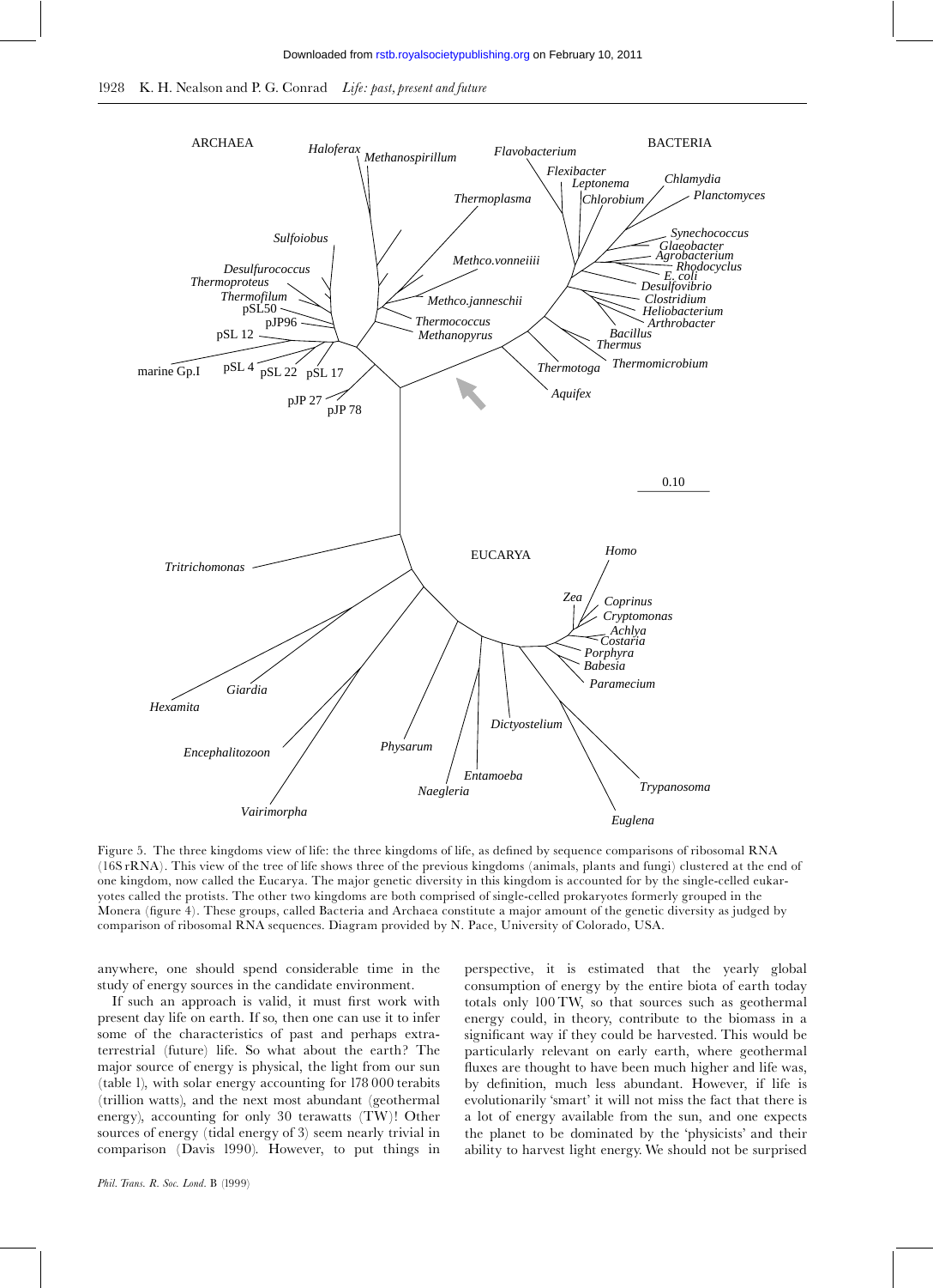Figure 5. The three kingdoms view of life: the three kingdoms of life, as defined by sequence comparisons of ribosomal RNA (16S rRNA). This view of the tree of life shows three of the previous kingdoms (animals, plants and fungi) clustered at the end of one kingdom, now called the Eucarya. The major genetic diversity in this kingdom is accounted for by the single-celled eukaryotes called the protists. The other two kingdoms are both comprised of single-celled prokaryotes formerly grouped in the Monera (figure 4). These groups, called Bacteria and Archaea constitute a major amount of the genetic diversity as judged by comparison of ribosomal RNA sequences. Diagram provided by N. Pace, University of Colorado, USA.

anywhere, one should spend considerable time in the study of energy sources in the candidate environment.

If such an approach is valid, it must first work with present day life on earth. If so, then one can use it to infer some of the characteristics of past and perhaps extraterrestrial (future) life. So what about the earth? The major source of energy is physical, the light from our sun (table 1), with solar energy accounting for 178 000 terabits (trillion watts), and the next most abundant (geothermal energy), accounting for only 30 terawatts (TW)! Other sources of energy (tidal energy of 3) seem nearly trivial in comparison (Davis 1990). However, to put things in perspective, it is estimated that the yearly global consumption of energy by the entire biota of earth today totals only 100 TW, so that sources such as geothermal energy could, in theory, contribute to the biomass in a significant way if they could be harvested. This would be particularly relevant on early earth, where geothermal fluxes are thought to have been much higher and life was, by definition, much less abundant. However, if life is evolutionarily 'smart' it will not miss the fact that there is a lot of energy available from the sun, and one expects the planet to be dominated by the 'physicists' and their ability to harvest light energy. We should not be surprised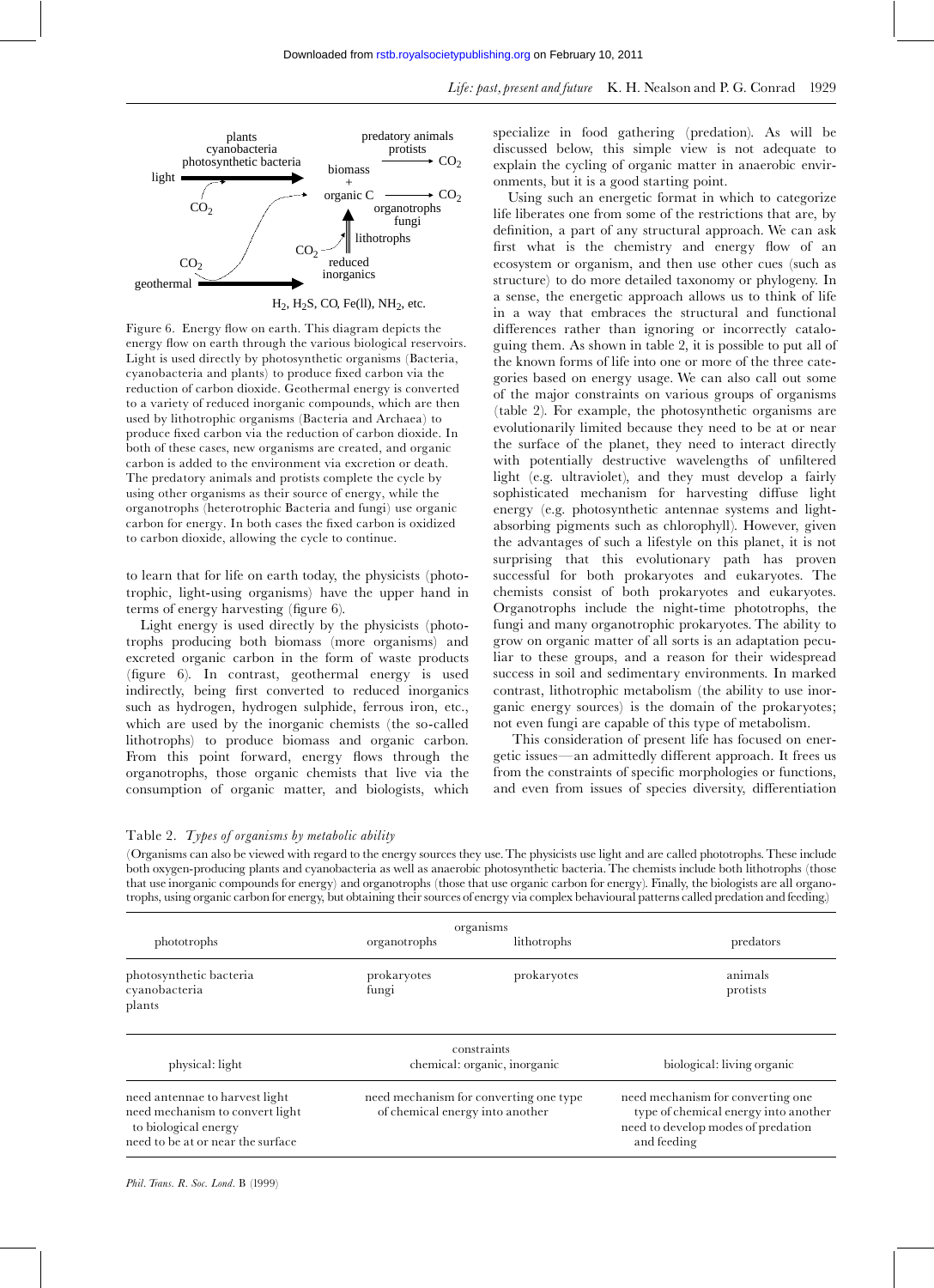Figure 6. Energy flow on earth. This diagram depicts the energy flow on earth through the various biological reservoirs. Light is used directly by photosynthetic organisms (Bacteria, cyanobacteria and plants) to produce fixed carbon via the reduction of carbon dioxide. Geothermal energy is converted to a variety of reduced inorganic compounds, which are then used by lithotrophic organisms (Bacteria and Archaea) to produce fixed carbon via the reduction of carbon dioxide. In both of these cases, new organisms are created, and organic carbon is added to the environment via excretion or death. The predatory animals and protists complete the cycle by using other organisms as their source of energy, while the organotrophs (heterotrophic Bacteria and fungi) use organic carbon for energy. In both cases the fixed carbon is oxidized to carbon dioxide, allowing the cycle to continue.

to learn that for life on earth today, the physicists (phototrophic, light-using organisms) have the upper hand in terms of energy harvesting (figure 6).

Light energy is used directly by the physicists (phototrophs producing both biomass (more organisms) and excreted organic carbon in the form of waste products (figure 6). In contrast, geothermal energy is used indirectly, being first converted to reduced inorganics such as hydrogen, hydrogen sulphide, ferrous iron, etc., which are used by the inorganic chemists (the so-called lithotrophs) to produce biomass and organic carbon. From this point forward, energy flows through the organotrophs, those organic chemists that live via the consumption of organic matter, and biologists, which specialize in food gathering (predation). As will be discussed below, this simple view is not adequate to explain the cycling of organic matter in anaerobic environments, but it is a good starting point.

Using such an energetic format in which to categorize life liberates one from some of the restrictions that are, by definition, a part of any structural approach. We can ask first what is the chemistry and energy flow of an ecosystem or organism, and then use other cues (such as structure) to do more detailed taxonomy or phylogeny. In a sense, the energetic approach allows us to think of life in a way that embraces the structural and functional differences rather than ignoring or incorrectly cataloguing them. As shown in table 2, it is possible to put all of the known forms of life into one or more of the three categories based on energy usage. We can also call out some of the major constraints on various groups of organisms (table 2). For example, the photosynthetic organisms are evolutionarily limited because they need to be at or near the surface of the planet, they need to interact directly with potentially destructive wavelengths of unfiltered light (e.g. ultraviolet), and they must develop a fairly sophisticated mechanism for harvesting diffuse light energy (e.g. photosynthetic antennae systems and light-absorbing pigments such as chlorophyll). However, given the advantages of such a lifestyle on this planet, it is not surprising that this evolutionary path has proven successful for both prokaryotes and eukaryotes. The chemists consist of both prokaryotes and eukaryotes. Organotrophs include the night-time phototrophs, the fungi and many organotrophic prokaryotes. The ability to grow on organic matter of all sorts is an adaptation peculiar to these groups, and a reason for their widespread success in soil and sedimentary environments. In marked contrast, lithotrophic metabolism (the ability to use inorganic energy sources) is the domain of the prokaryotes; not even fungi are capable of this type of metabolism.

This consideration of present life has focused on energetic issues—an admittedly different approach. It frees us from the constraints of specific morphologies or functions, and even from issues of species diversity, differentiation

Table 2. *Types of organisms by metabolic ability*

(Organisms can also be viewed with regard to the energy sources they use. The physicists use light and are called phototrophs. These include both oxygen-producing plants and cyanobacteria as well as anaerobic photosynthetic bacteria. The chemists include both lithotrophs (those that use inorganic compounds for energy) and organotrophs (those that use organic carbon for energy). Finally, the biologists are all organotrophs, using organic carbon for energy, but obtaining their sources of energy via complex behavioural patterns called predation and feeding.)

| | organisms | | |
|---|---|---|---|
| phototrophs | organotrophs | lithotrophs | predators |
| photosynthetic bacteria<br>cyanobacteria<br>plants | prokaryotes<br>fungi | prokaryotes | animals<br>protists |

| | constraints | |
|---|---|---|
| physical: light | chemical: organic, inorganic | biological: living organic |
| need antennae to harvest light<br>need mechanism to convert light to biological energy<br>need to be at or near the surface | need mechanism for converting one type of chemical energy into another | need mechanism for converting one type of chemical energy into another<br>need to develop modes of predation and feeding |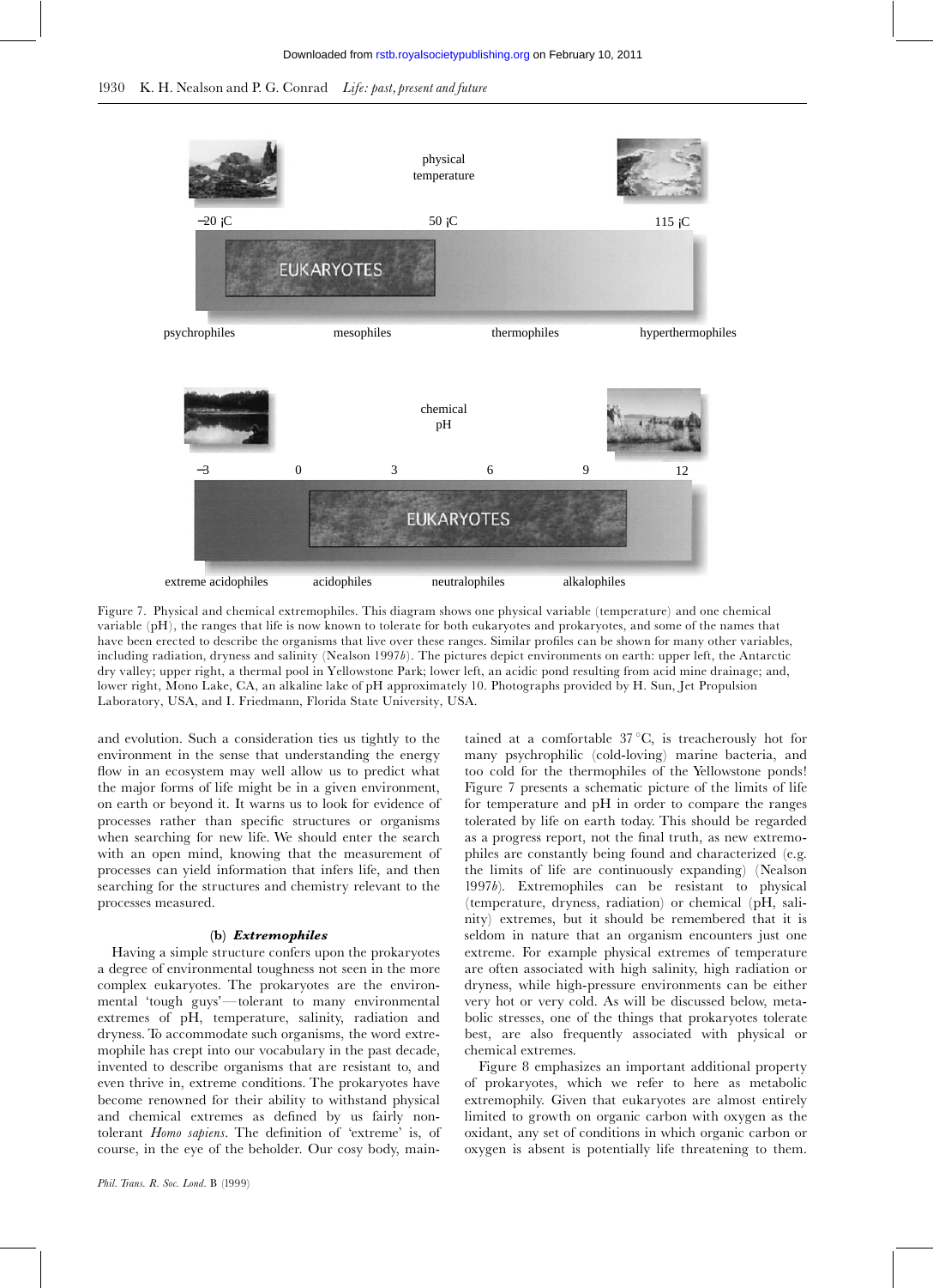physical
temperature

−20 ¡C

50 ¡C

115 ¡C

EUKARYOTES

psychrophiles

mesophiles

thermophiles

hyperthermophiles

chemical
pH

−3

0

3

6

9

12

EUKARYOTES

extreme acidophiles

acidophiles

neutralophiles

alkalophiles

Figure 7. Physical and chemical extremophiles. This diagram shows one physical variable (temperature) and one chemical variable (pH), the ranges that life is now known to tolerate for both eukaryotes and prokaryotes, and some of the names that have been erected to describe the organisms that live over these ranges. Similar profiles can be shown for many other variables, including radiation, dryness and salinity (Nealson 1997*b*). The pictures depict environments on earth: upper left, the Antarctic dry valley; upper right, a thermal pool in Yellowstone Park; lower left, an acidic pond resulting from acid mine drainage; and, lower right, Mono Lake, CA, an alkaline lake of pH approximately 10. Photographs provided by H. Sun, Jet Propulsion Laboratory, USA, and I. Friedmann, Florida State University, USA.

and evolution. Such a consideration ties us tightly to the environment in the sense that understanding the energy flow in an ecosystem may well allow us to predict what the major forms of life might be in a given environment, on earth or beyond it. It warns us to look for evidence of processes rather than specific structures or organisms when searching for new life. We should enter the search with an open mind, knowing that the measurement of processes can yield information that infers life, and then searching for the structures and chemistry relevant to the processes measured.

### (b) *Extremophiles*

Having a simple structure confers upon the prokaryotes a degree of environmental toughness not seen in the more complex eukaryotes. The prokaryotes are the environmental 'tough guys'—tolerant to many environmental extremes of pH, temperature, salinity, radiation and dryness. To accommodate such organisms, the word extremophile has crept into our vocabulary in the past decade, invented to describe organisms that are resistant to, and even thrive in, extreme conditions. The prokaryotes have become renowned for their ability to withstand physical and chemical extremes as defined by us fairly non-tolerant *Homo sapiens*. The definition of 'extreme' is, of course, in the eye of the beholder. Our cosy body, maintained at a comfortable 37 °C, is treacherously hot for many psychrophilic (cold-loving) marine bacteria, and too cold for the thermophiles of the Yellowstone ponds! Figure 7 presents a schematic picture of the limits of life for temperature and pH in order to compare the ranges tolerated by life on earth today. This should be regarded as a progress report, not the final truth, as new extremophiles are constantly being found and characterized (e.g. the limits of life are continuously expanding) (Nealson 1997*b*). Extremophiles can be resistant to physical (temperature, dryness, radiation) or chemical (pH, salinity) extremes, but it should be remembered that it is seldom in nature that an organism encounters just one extreme. For example physical extremes of temperature are often associated with high salinity, high radiation or dryness, while high-pressure environments can be either very hot or very cold. As will be discussed below, metabolic stresses, one of the things that prokaryotes tolerate best, are also frequently associated with physical or chemical extremes.

Figure 8 emphasizes an important additional property of prokaryotes, which we refer to here as metabolic extremophily. Given that eukaryotes are almost entirely limited to growth on organic carbon with oxygen as the oxidant, any set of conditions in which organic carbon or oxygen is absent is potentially life threatening to them.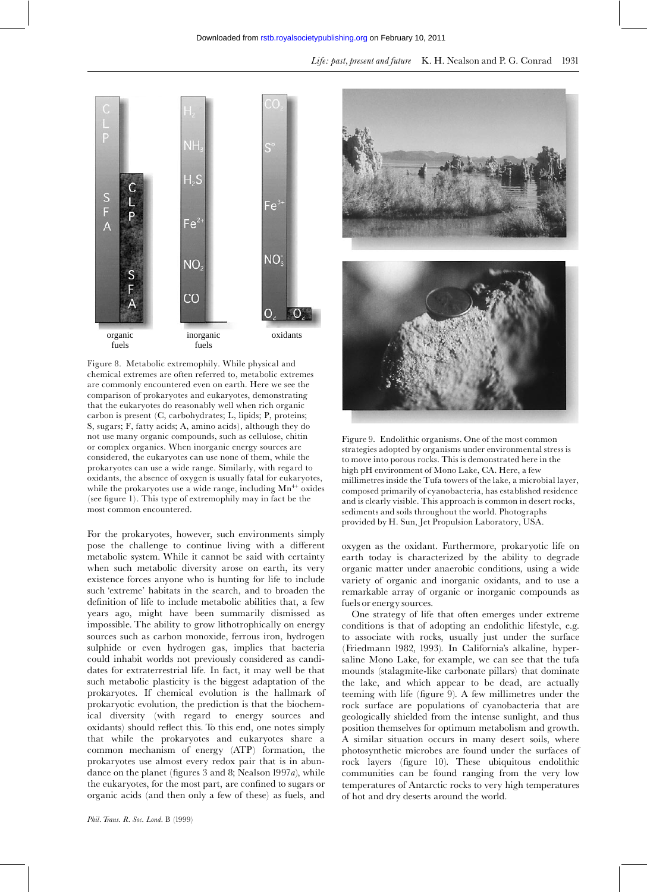C
L
P
S
F
A

C
L
P
S
F
A

organic fuels

$H_2$
$NH_3$
$H_2S$
$Fe^{2+}$
$NO_2$
CO

inorganic fuels

$CO_2$
$S^\circ$
$Fe^{3+}$
$NO_3^-$
$O_2$
$O_2$

oxidants

Figure 8. Metabolic extremophily. While physical and chemical extremes are often referred to, metabolic extremes are commonly encountered even on earth. Here we see the comparison of prokaryotes and eukaryotes, demonstrating that the eukaryotes do reasonably well when rich organic carbon is present (C, carbohydrates; L, lipids; P, proteins; S, sugars; F, fatty acids; A, amino acids), although they do not use many organic compounds, such as cellulose, chitin or complex organics. When inorganic energy sources are considered, the eukaryotes can use none of them, while the prokaryotes can use a wide range. Similarly, with regard to oxidants, the absence of oxygen is usually fatal for eukaryotes, while the prokaryotes use a wide range, including $Mn^{4+}$ oxides (see figure 1). This type of extremophily may in fact be the most common encountered.

Figure 9. Endolithic organisms. One of the most common strategies adopted by organisms under environmental stress is to move into porous rocks. This is demonstrated here in the high pH environment of Mono Lake, CA. Here, a few millimetres inside the Tufa towers of the lake, a microbial layer, composed primarily of cyanobacteria, has established residence and is clearly visible. This approach is common in desert rocks, sediments and soils throughout the world. Photographs provided by H. Sun, Jet Propulsion Laboratory, USA.

For the prokaryotes, however, such environments simply pose the challenge to continue living with a different metabolic system. While it cannot be said with certainty when such metabolic diversity arose on earth, its very existence forces anyone who is hunting for life to include such 'extreme' habitats in the search, and to broaden the definition of life to include metabolic abilities that, a few years ago, might have been summarily dismissed as impossible. The ability to grow lithotrophically on energy sources such as carbon monoxide, ferrous iron, hydrogen sulphide or even hydrogen gas, implies that bacteria could inhabit worlds not previously considered as candidates for extraterrestrial life. In fact, it may well be that such metabolic plasticity is the biggest adaptation of the prokaryotes. If chemical evolution is the hallmark of prokaryotic evolution, the prediction is that the biochemical diversity (with regard to energy sources and oxidants) should reflect this. To this end, one notes simply that while the prokaryotes and eukaryotes share a common mechanism of energy (ATP) formation, the prokaryotes use almost every redox pair that is in abundance on the planet (figures 3 and 8; Nealson 1997*a*), while the eukaryotes, for the most part, are confined to sugars or organic acids (and then only a few of these) as fuels, and oxygen as the oxidant. Furthermore, prokaryotic life on earth today is characterized by the ability to degrade organic matter under anaerobic conditions, using a wide variety of organic and inorganic oxidants, and to use a remarkable array of organic or inorganic compounds as fuels or energy sources.

One strategy of life that often emerges under extreme conditions is that of adopting an endolithic lifestyle, e.g. to associate with rocks, usually just under the surface (Friedmann 1982, 1993). In California's alkaline, hypersaline Mono Lake, for example, we can see that the tufa mounds (stalagmite-like carbonate pillars) that dominate the lake, and which appear to be dead, are actually teeming with life (figure 9). A few millimetres under the rock surface are populations of cyanobacteria that are geologically shielded from the intense sunlight, and thus position themselves for optimum metabolism and growth. A similar situation occurs in many desert soils, where photosynthetic microbes are found under the surfaces of rock layers (figure 10). These ubiquitous endolithic communities can be found ranging from the very low temperatures of Antarctic rocks to very high temperatures of hot and dry deserts around the world.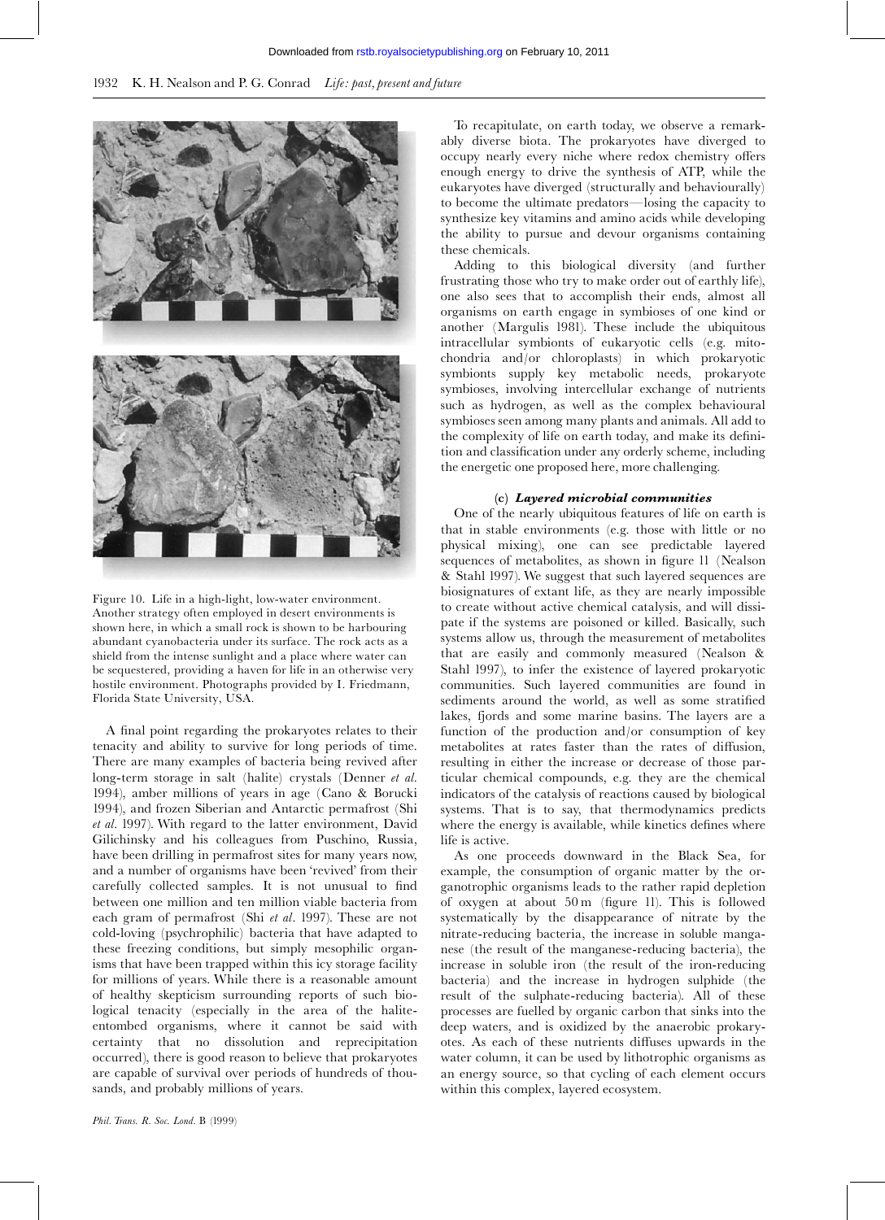Figure 10. Life in a high-light, low-water environment. Another strategy often employed in desert environments is shown here, in which a small rock is shown to be harbouring abundant cyanobacteria under its surface. The rock acts as a shield from the intense sunlight and a place where water can be sequestered, providing a haven for life in an otherwise very hostile environment. Photographs provided by I. Friedmann, Florida State University, USA.

A final point regarding the prokaryotes relates to their tenacity and ability to survive for long periods of time. There are many examples of bacteria being revived after long-term storage in salt (halite) crystals (Denner *et al*. 1994), amber millions of years in age (Cano & Borucki 1994), and frozen Siberian and Antarctic permafrost (Shi *et al*. 1997). With regard to the latter environment, David Gilichinsky and his colleagues from Puschino, Russia, have been drilling in permafrost sites for many years now, and a number of organisms have been 'revived' from their carefully collected samples. It is not unusual to find between one million and ten million viable bacteria from each gram of permafrost (Shi *et al*. 1997). These are not cold-loving (psychrophilic) bacteria that have adapted to these freezing conditions, but simply mesophilic organisms that have been trapped within this icy storage facility for millions of years. While there is a reasonable amount of healthy skepticism surrounding reports of such biological tenacity (especially in the area of the halite-entombed organisms, where it cannot be said with certainty that no dissolution and reprecipitation occurred), there is good reason to believe that prokaryotes are capable of survival over periods of hundreds of thousands, and probably millions of years.

To recapitulate, on earth today, we observe a remarkably diverse biota. The prokaryotes have diverged to occupy nearly every niche where redox chemistry offers enough energy to drive the synthesis of ATP, while the eukaryotes have diverged (structurally and behaviourally) to become the ultimate predators—losing the capacity to synthesize key vitamins and amino acids while developing the ability to pursue and devour organisms containing these chemicals.

Adding to this biological diversity (and further frustrating those who try to make order out of earthly life), one also sees that to accomplish their ends, almost all organisms on earth engage in symbioses of one kind or another (Margulis 1981). These include the ubiquitous intracellular symbionts of eukaryotic cells (e.g. mitochondria and/or chloroplasts) in which prokaryotic symbionts supply key metabolic needs, prokaryote symbioses, involving intercellular exchange of nutrients such as hydrogen, as well as the complex behavioural symbioses seen among many plants and animals. All add to the complexity of life on earth today, and make its definition and classification under any orderly scheme, including the energetic one proposed here, more challenging.

### (c) *Layered microbial communities*

One of the nearly ubiquitous features of life on earth is that in stable environments (e.g. those with little or no physical mixing), one can see predictable layered sequences of metabolites, as shown in figure 11 (Nealson & Stahl 1997). We suggest that such layered sequences are biosignatures of extant life, as they are nearly impossible to create without active chemical catalysis, and will dissipate if the systems are poisoned or killed. Basically, such systems allow us, through the measurement of metabolites that are easily and commonly measured (Nealson & Stahl 1997), to infer the existence of layered prokaryotic communities. Such layered communities are found in sediments around the world, as well as some stratified lakes, fjords and some marine basins. The layers are a function of the production and/or consumption of key metabolites at rates faster than the rates of diffusion, resulting in either the increase or decrease of those particular chemical compounds, e.g. they are the chemical indicators of the catalysis of reactions caused by biological systems. That is to say, that thermodynamics predicts where the energy is available, while kinetics defines where life is active.

As one proceeds downward in the Black Sea, for example, the consumption of organic matter by the organotrophic organisms leads to the rather rapid depletion of oxygen at about 50 m (figure 11). This is followed systematically by the disappearance of nitrate by the nitrate-reducing bacteria, the increase in soluble manganese (the result of the manganese-reducing bacteria), the increase in soluble iron (the result of the iron-reducing bacteria) and the increase in hydrogen sulphide (the result of the sulphate-reducing bacteria). All of these processes are fuelled by organic carbon that sinks into the deep waters, and is oxidized by the anaerobic prokaryotes. As each of these nutrients diffuses upwards in the water column, it can be used by lithotrophic organisms as an energy source, so that cycling of each element occurs within this complex, layered ecosystem.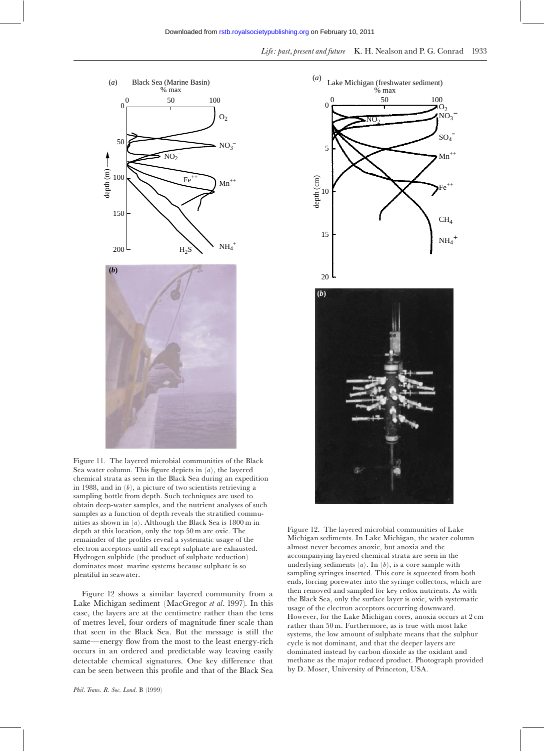Figure 11. The layered microbial communities of the Black Sea water column. This figure depicts in (*a*), the layered chemical strata as seen in the Black Sea during an expedition in 1988, and in (*b*), a picture of two scientists retrieving a sampling bottle from depth. Such techniques are used to obtain deep-water samples, and the nutrient analyses of such samples as a function of depth reveals the stratified communities as shown in (*a*). Although the Black Sea is 1800 m in depth at this location, only the top 50 m are oxic. The remainder of the profiles reveal a systematic usage of the electron acceptors until all except sulphate are exhausted. Hydrogen sulphide (the product of sulphate reduction) dominates most marine systems because sulphate is so plentiful in seawater.

Figure 12 shows a similar layered community from a Lake Michigan sediment (MacGregor *et al.* 1997). In this case, the layers are at the centimetre rather than the tens of metres level, four orders of magnitude finer scale than that seen in the Black Sea. But the message is still the same—energy flow from the most to the least energy-rich occurs in an ordered and predictable way leaving easily detectable chemical signatures. One key difference that can be seen between this profile and that of the Black Sea

Figure 12. The layered microbial communities of Lake Michigan sediments. In Lake Michigan, the water column almost never becomes anoxic, but anoxia and the accompanying layered chemical strata are seen in the underlying sediments (*a*). In (*b*), is a core sample with sampling syringes inserted. This core is squeezed from both ends, forcing porewater into the syringe collectors, which are then removed and sampled for key redox nutrients. As with the Black Sea, only the surface layer is oxic, with systematic usage of the electron acceptors occurring downward. However, for the Lake Michigan cores, anoxia occurs at 2 cm rather than 50 m. Furthermore, as is true with most lake systems, the low amount of sulphate means that the sulphur cycle is not dominant, and that the deeper layers are dominated instead by carbon dioxide as the oxidant and methane as the major reduced product. Photograph provided by D. Moser, University of Princeton, USA.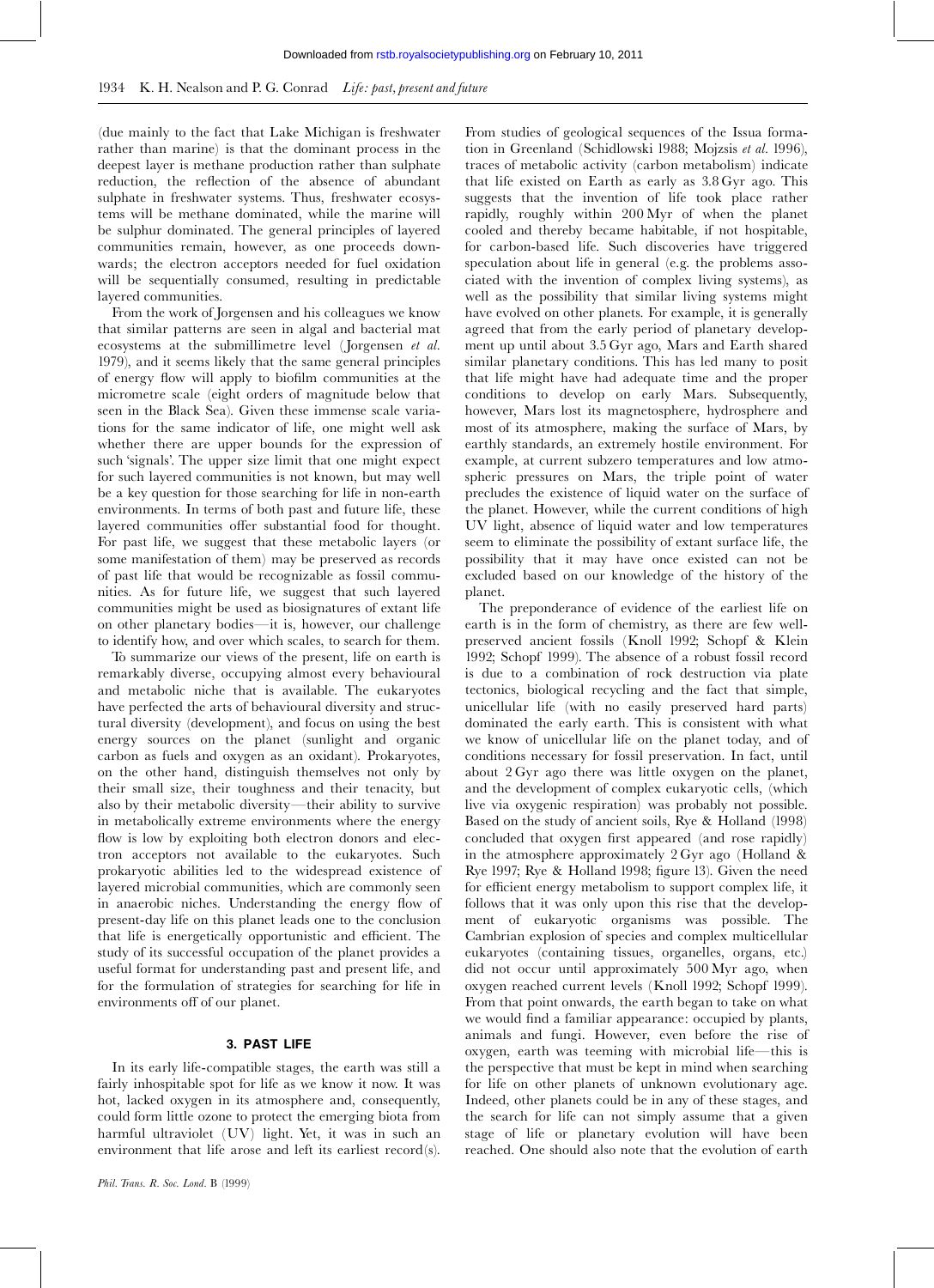(due mainly to the fact that Lake Michigan is freshwater rather than marine) is that the dominant process in the deepest layer is methane production rather than sulphate reduction, the reflection of the absence of abundant sulphate in freshwater systems. Thus, freshwater ecosystems will be methane dominated, while the marine will be sulphur dominated. The general principles of layered communities remain, however, as one proceeds downwards; the electron acceptors needed for fuel oxidation will be sequentially consumed, resulting in predictable layered communities.

From the work of Jorgensen and his colleagues we know that similar patterns are seen in algal and bacterial mat ecosystems at the submillimetre level (Jorgensen *et al.* 1979), and it seems likely that the same general principles of energy flow will apply to biofilm communities at the micrometre scale (eight orders of magnitude below that seen in the Black Sea). Given these immense scale variations for the same indicator of life, one might well ask whether there are upper bounds for the expression of such 'signals'. The upper size limit that one might expect for such layered communities is not known, but may well be a key question for those searching for life in non-earth environments. In terms of both past and future life, these layered communities offer substantial food for thought. For past life, we suggest that these metabolic layers (or some manifestation of them) may be preserved as records of past life that would be recognizable as fossil communities. As for future life, we suggest that such layered communities might be used as biosignatures of extant life on other planetary bodies—it is, however, our challenge to identify how, and over which scales, to search for them.

To summarize our views of the present, life on earth is remarkably diverse, occupying almost every behavioural and metabolic niche that is available. The eukaryotes have perfected the arts of behavioural diversity and structural diversity (development), and focus on using the best energy sources on the planet (sunlight and organic carbon as fuels and oxygen as an oxidant). Prokaryotes, on the other hand, distinguish themselves not only by their small size, their toughness and their tenacity, but also by their metabolic diversity—their ability to survive in metabolically extreme environments where the energy flow is low by exploiting both electron donors and electron acceptors not available to the eukaryotes. Such prokaryotic abilities led to the widespread existence of layered microbial communities, which are commonly seen in anaerobic niches. Understanding the energy flow of present-day life on this planet leads one to the conclusion that life is energetically opportunistic and efficient. The study of its successful occupation of the planet provides a useful format for understanding past and present life, and for the formulation of strategies for searching for life in environments off of our planet.

## 3. PAST LIFE

In its early life-compatible stages, the earth was still a fairly inhospitable spot for life as we know it now. It was hot, lacked oxygen in its atmosphere and, consequently, could form little ozone to protect the emerging biota from harmful ultraviolet (UV) light. Yet, it was in such an environment that life arose and left its earliest record(s). From studies of geological sequences of the Issua formation in Greenland (Schidlowski 1988; Mojzsis *et al.* 1996), traces of metabolic activity (carbon metabolism) indicate that life existed on Earth as early as 3.8 Gyr ago. This suggests that the invention of life took place rather rapidly, roughly within 200 Myr of when the planet cooled and thereby became habitable, if not hospitable, for carbon-based life. Such discoveries have triggered speculation about life in general (e.g. the problems associated with the invention of complex living systems), as well as the possibility that similar living systems might have evolved on other planets. For example, it is generally agreed that from the early period of planetary development up until about 3.5 Gyr ago, Mars and Earth shared similar planetary conditions. This has led many to posit that life might have had adequate time and the proper conditions to develop on early Mars. Subsequently, however, Mars lost its magnetosphere, hydrosphere and most of its atmosphere, making the surface of Mars, by earthly standards, an extremely hostile environment. For example, at current subzero temperatures and low atmospheric pressures on Mars, the triple point of water precludes the existence of liquid water on the surface of the planet. However, while the current conditions of high UV light, absence of liquid water and low temperatures seem to eliminate the possibility of extant surface life, the possibility that it may have once existed can not be excluded based on our knowledge of the history of the planet.

The preponderance of evidence of the earliest life on earth is in the form of chemistry, as there are few well-preserved ancient fossils (Knoll 1992; Schopf & Klein 1992; Schopf 1999). The absence of a robust fossil record is due to a combination of rock destruction via plate tectonics, biological recycling and the fact that simple, unicellular life (with no easily preserved hard parts) dominated the early earth. This is consistent with what we know of unicellular life on the planet today, and of conditions necessary for fossil preservation. In fact, until about 2 Gyr ago there was little oxygen on the planet, and the development of complex eukaryotic cells, (which live via oxygenic respiration) was probably not possible. Based on the study of ancient soils, Rye & Holland (1998) concluded that oxygen first appeared (and rose rapidly) in the atmosphere approximately 2 Gyr ago (Holland & Rye 1997; Rye & Holland 1998; figure 13). Given the need for efficient energy metabolism to support complex life, it follows that it was only upon this rise that the development of eukaryotic organisms was possible. The Cambrian explosion of species and complex multicellular eukaryotes (containing tissues, organelles, organs, etc.) did not occur until approximately 500 Myr ago, when oxygen reached current levels (Knoll 1992; Schopf 1999). From that point onwards, the earth began to take on what we would find a familiar appearance: occupied by plants, animals and fungi. However, even before the rise of oxygen, earth was teeming with microbial life—this is the perspective that must be kept in mind when searching for life on other planets of unknown evolutionary age. Indeed, other planets could be in any of these stages, and the search for life can not simply assume that a given stage of life or planetary evolution will have been reached. One should also note that the evolution of earth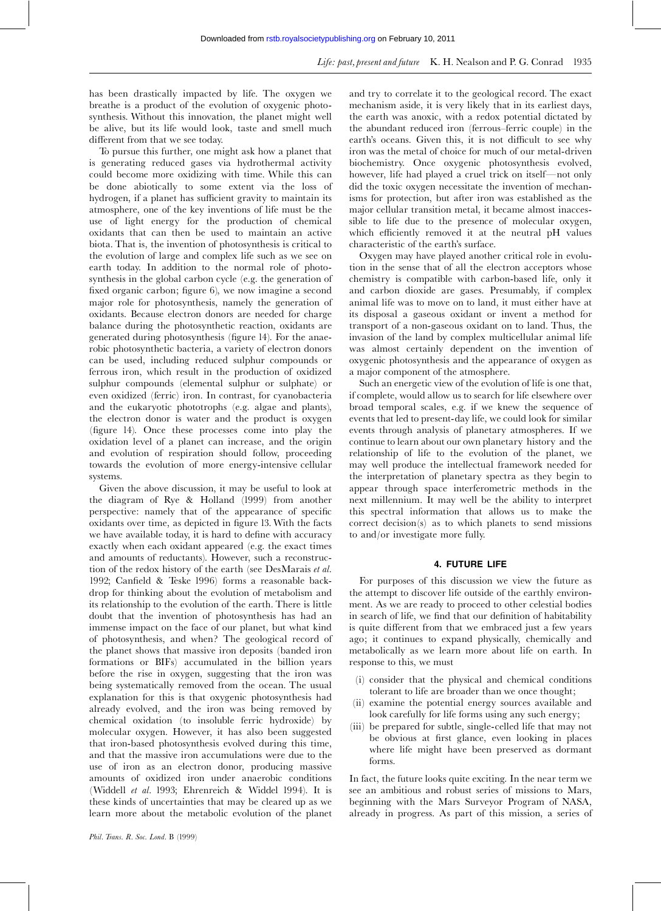has been drastically impacted by life. The oxygen we breathe is a product of the evolution of oxygenic photosynthesis. Without this innovation, the planet might well be alive, but its life would look, taste and smell much different from that we see today.

To pursue this further, one might ask how a planet that is generating reduced gases via hydrothermal activity could become more oxidizing with time. While this can be done abiotically to some extent via the loss of hydrogen, if a planet has sufficient gravity to maintain its atmosphere, one of the key inventions of life must be the use of light energy for the production of chemical oxidants that can then be used to maintain an active biota. That is, the invention of photosynthesis is critical to the evolution of large and complex life such as we see on earth today. In addition to the normal role of photosynthesis in the global carbon cycle (e.g. the generation of fixed organic carbon; figure 6), we now imagine a second major role for photosynthesis, namely the generation of oxidants. Because electron donors are needed for charge balance during the photosynthetic reaction, oxidants are generated during photosynthesis (figure 14). For the anaerobic photosynthetic bacteria, a variety of electron donors can be used, including reduced sulphur compounds or ferrous iron, which result in the production of oxidized sulphur compounds (elemental sulphur or sulphate) or even oxidized (ferric) iron. In contrast, for cyanobacteria and the eukaryotic phototrophs (e.g. algae and plants), the electron donor is water and the product is oxygen (figure 14). Once these processes come into play the oxidation level of a planet can increase, and the origin and evolution of respiration should follow, proceeding towards the evolution of more energy-intensive cellular systems.

Given the above discussion, it may be useful to look at the diagram of Rye & Holland (1999) from another perspective: namely that of the appearance of specific oxidants over time, as depicted in figure 13. With the facts we have available today, it is hard to define with accuracy exactly when each oxidant appeared (e.g. the exact times and amounts of reductants). However, such a reconstruction of the redox history of the earth (see DesMarais *et al.* 1992; Canfield & Teske 1996) forms a reasonable backdrop for thinking about the evolution of metabolism and its relationship to the evolution of the earth. There is little doubt that the invention of photosynthesis has had an immense impact on the face of our planet, but what kind of photosynthesis, and when? The geological record of the planet shows that massive iron deposits (banded iron formations or BIFs) accumulated in the billion years before the rise in oxygen, suggesting that the iron was being systematically removed from the ocean. The usual explanation for this is that oxygenic photosynthesis had already evolved, and the iron was being removed by chemical oxidation (to insoluble ferric hydroxide) by molecular oxygen. However, it has also been suggested that iron-based photosynthesis evolved during this time, and that the massive iron accumulations were due to the use of iron as an electron donor, producing massive amounts of oxidized iron under anaerobic conditions (Widdell *et al.* 1993; Ehrenreich & Widdel 1994). It is these kinds of uncertainties that may be cleared up as we learn more about the metabolic evolution of the planet and try to correlate it to the geological record. The exact mechanism aside, it is very likely that in its earliest days, the earth was anoxic, with a redox potential dictated by the abundant reduced iron (ferrous–ferric couple) in the earth's oceans. Given this, it is not difficult to see why iron was the metal of choice for much of our metal-driven biochemistry. Once oxygenic photosynthesis evolved, however, life had played a cruel trick on itself—not only did the toxic oxygen necessitate the invention of mechanisms for protection, but after iron was established as the major cellular transition metal, it became almost inaccessible to life due to the presence of molecular oxygen, which efficiently removed it at the neutral pH values characteristic of the earth's surface.

Oxygen may have played another critical role in evolution in the sense that of all the electron acceptors whose chemistry is compatible with carbon-based life, only it and carbon dioxide are gases. Presumably, if complex animal life was to move on to land, it must either have at its disposal a gaseous oxidant or invent a method for transport of a non-gaseous oxidant on to land. Thus, the invasion of the land by complex multicellular animal life was almost certainly dependent on the invention of oxygenic photosynthesis and the appearance of oxygen as a major component of the atmosphere.

Such an energetic view of the evolution of life is one that, if complete, would allow us to search for life elsewhere over broad temporal scales, e.g. if we knew the sequence of events that led to present-day life, we could look for similar events through analysis of planetary atmospheres. If we continue to learn about our own planetary history and the relationship of life to the evolution of the planet, we may well produce the intellectual framework needed for the interpretation of planetary spectra as they begin to appear through space interferometric methods in the next millennium. It may well be the ability to interpret this spectral information that allows us to make the correct decision(s) as to which planets to send missions to and/or investigate more fully.

## 4. FUTURE LIFE

For purposes of this discussion we view the future as the attempt to discover life outside of the earthly environment. As we are ready to proceed to other celestial bodies in search of life, we find that our definition of habitability is quite different from that we embraced just a few years ago; it continues to expand physically, chemically and metabolically as we learn more about life on earth. In response to this, we must

(i) consider that the physical and chemical conditions tolerant to life are broader than we once thought;
(ii) examine the potential energy sources available and look carefully for life forms using any such energy;
(iii) be prepared for subtle, single-celled life that may not be obvious at first glance, even looking in places where life might have been preserved as dormant forms.

In fact, the future looks quite exciting. In the near term we see an ambitious and robust series of missions to Mars, beginning with the Mars Surveyor Program of NASA, already in progress. As part of this mission, a series of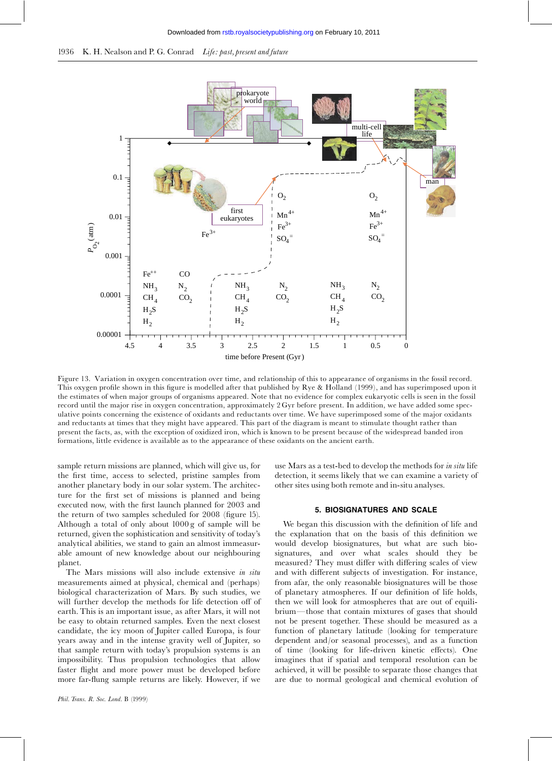Figure 13. Variation in oxygen concentration over time, and relationship of this to appearance of organisms in the fossil record. This oxygen profile shown in this figure is modelled after that published by Rye & Holland (1999), and has superimposed upon it the estimates of when major groups of organisms appeared. Note that no evidence for complex eukaryotic cells is seen in the fossil record until the major rise in oxygen concentration, approximately 2 Gyr before present. In addition, we have added some speculative points concerning the existence of oxidants and reductants over time. We have superimposed some of the major oxidants and reductants at times that they might have appeared. This part of the diagram is meant to stimulate thought rather than present the facts, as, with the exception of oxidized iron, which is known to be present because of the widespread banded iron formations, little evidence is available as to the appearance of these oxidants on the ancient earth.

sample return missions are planned, which will give us, for the first time, access to selected, pristine samples from another planetary body in our solar system. The architecture for the first set of missions is planned and being executed now, with the first launch planned for 2003 and the return of two samples scheduled for 2008 (figure 15). Although a total of only about 1000 g of sample will be returned, given the sophistication and sensitivity of today's analytical abilities, we stand to gain an almost unmeasurable amount of new knowledge about our neighbouring planet.

The Mars missions will also include extensive *in situ* measurements aimed at physical, chemical and (perhaps) biological characterization of Mars. By such studies, we will further develop the methods for life detection off of earth. This is an important issue, as after Mars, it will not be easy to obtain returned samples. Even the next closest candidate, the icy moon of Jupiter called Europa, is four years away and in the intense gravity well of Jupiter, so that sample return with today's propulsion systems is an impossibility. Thus propulsion technologies that allow faster flight and more power must be developed before more far-flung sample returns are likely. However, if we use Mars as a test-bed to develop the methods for *in situ* life detection, it seems likely that we can examine a variety of other sites using both remote and in-situ analyses.

## 5. BIOSIGNATURES AND SCALE

We began this discussion with the definition of life and the explanation that on the basis of this definition we would develop biosignatures, but what are such biosignatures, and over what scales should they be measured? They must differ with differing scales of view and with different subjects of investigation. For instance, from afar, the only reasonable biosignatures will be those of planetary atmospheres. If our definition of life holds, then we will look for atmospheres that are out of equilibrium—those that contain mixtures of gases that should not be present together. These should be measured as a function of planetary latitude (looking for temperature dependent and/or seasonal processes), and as a function of time (looking for life-driven kinetic effects). One imagines that if spatial and temporal resolution can be achieved, it will be possible to separate those changes that are due to normal geological and chemical evolution of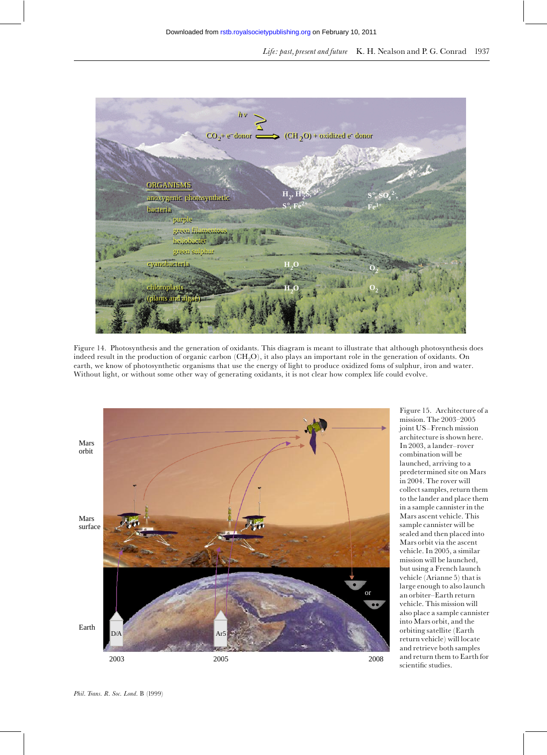Figure 14. Photosynthesis and the generation of oxidants. This diagram is meant to illustrate that although photosynthesis does indeed result in the production of organic carbon ($CH_2O$), it also plays an important role in the generation of oxidants. On earth, we know of photosynthetic organisms that use the energy of light to produce oxidized foms of sulphur, iron and water. Without light, or without some other way of generating oxidants, it is not clear how complex life could evolve.

Figure 15. Architecture of a mission. The 2003–2005 joint US–French mission architecture is shown here. In 2003, a lander–rover combination will be launched, arriving to a predetermined site on Mars in 2004. The rover will collect samples, return them to the lander and place them in a sample cannister in the Mars ascent vehicle. This sample cannister will be sealed and then placed into Mars orbit via the ascent vehicle. In 2005, a similar mission will be launched, but using a French launch vehicle (Arianne 5) that is large enough to also launch an orbiter–Earth return vehicle. This mission will also place a sample cannister into Mars orbit, and the orbiting satellite (Earth return vehicle) will locate and retrieve both samples and return them to Earth for scientific studies.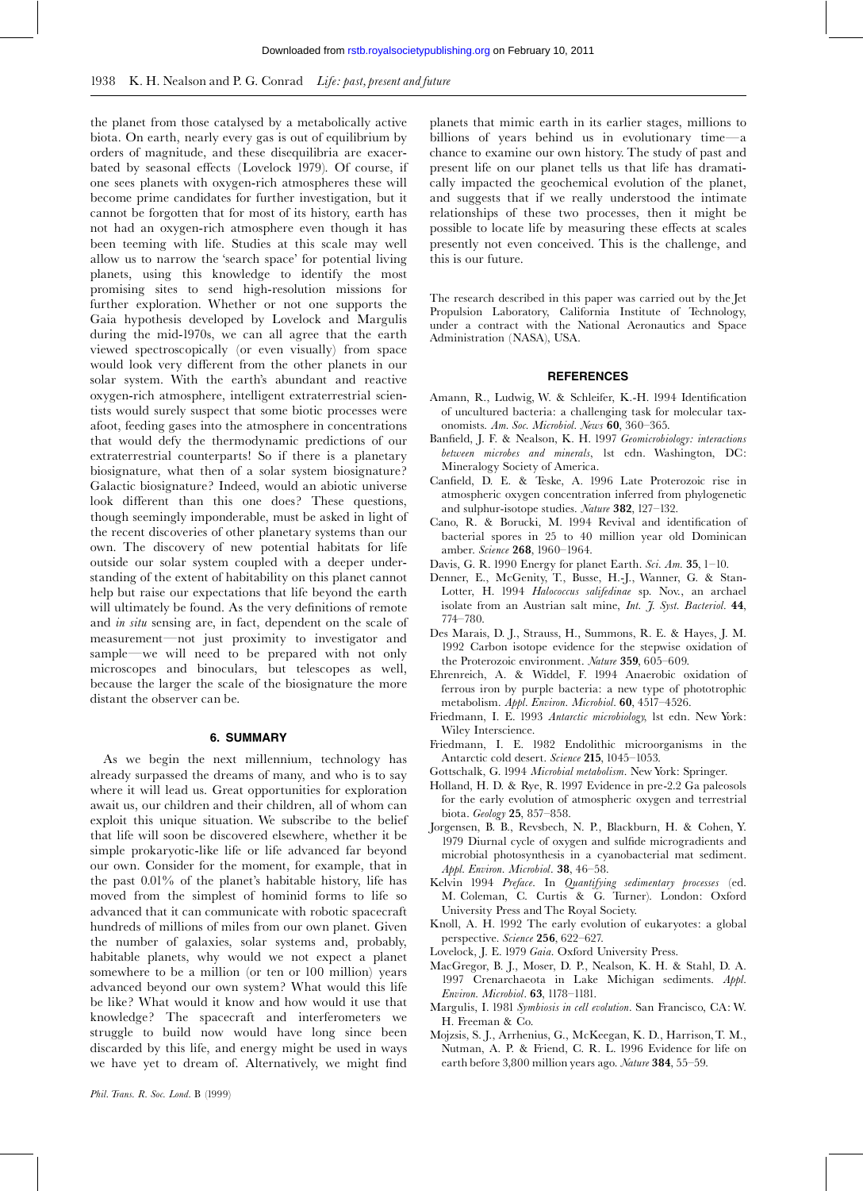the planet from those catalysed by a metabolically active biota. On earth, nearly every gas is out of equilibrium by orders of magnitude, and these disequilibria are exacerbated by seasonal effects (Lovelock 1979). Of course, if one sees planets with oxygen-rich atmospheres these will become prime candidates for further investigation, but it cannot be forgotten that for most of its history, earth has not had an oxygen-rich atmosphere even though it has been teeming with life. Studies at this scale may well allow us to narrow the 'search space' for potential living planets, using this knowledge to identify the most promising sites to send high-resolution missions for further exploration. Whether or not one supports the Gaia hypothesis developed by Lovelock and Margulis during the mid-1970s, we can all agree that the earth viewed spectroscopically (or even visually) from space would look very different from the other planets in our solar system. With the earth's abundant and reactive oxygen-rich atmosphere, intelligent extraterrestrial scientists would surely suspect that some biotic processes were afoot, feeding gases into the atmosphere in concentrations that would defy the thermodynamic predictions of our extraterrestrial counterparts! So if there is a planetary biosignature, what then of a solar system biosignature? Galactic biosignature? Indeed, would an abiotic universe look different than this one does? These questions, though seemingly imponderable, must be asked in light of the recent discoveries of other planetary systems than our own. The discovery of new potential habitats for life outside our solar system coupled with a deeper understanding of the extent of habitability on this planet cannot help but raise our expectations that life beyond the earth will ultimately be found. As the very definitions of remote and *in situ* sensing are, in fact, dependent on the scale of measurement—not just proximity to investigator and sample—we will need to be prepared with not only microscopes and binoculars, but telescopes as well, because the larger the scale of the biosignature the more distant the observer can be.

## 6. SUMMARY

As we begin the next millennium, technology has already surpassed the dreams of many, and who is to say where it will lead us. Great opportunities for exploration await us, our children and their children, all of whom can exploit this unique situation. We subscribe to the belief that life will soon be discovered elsewhere, whether it be simple prokaryotic-like life or life advanced far beyond our own. Consider for the moment, for example, that in the past 0.01% of the planet's habitable history, life has moved from the simplest of hominid forms to life so advanced that it can communicate with robotic spacecraft hundreds of millions of miles from our own planet. Given the number of galaxies, solar systems and, probably, habitable planets, why would we not expect a planet somewhere to be a million (or ten or 100 million) years advanced beyond our own system? What would this life be like? What would it know and how would it use that knowledge? The spacecraft and interferometers we struggle to build now would have long since been discarded by this life, and energy might be used in ways we have yet to dream of. Alternatively, we might find planets that mimic earth in its earlier stages, millions to billions of years behind us in evolutionary time—a chance to examine our own history. The study of past and present life on our planet tells us that life has dramatically impacted the geochemical evolution of the planet, and suggests that if we really understood the intimate relationships of these two processes, then it might be possible to locate life by measuring these effects at scales presently not even conceived. This is the challenge, and this is our future.

The research described in this paper was carried out by the Jet Propulsion Laboratory, California Institute of Technology, under a contract with the National Aeronautics and Space Administration (NASA), USA.

## REFERENCES

Amann, R., Ludwig, W. & Schleifer, K.-H. 1994 Identification of uncultured bacteria: a challenging task for molecular taxonomists. *Am. Soc. Microbiol. News* **60**, 360–365.

Banfield, J. F. & Nealson, K. H. 1997 *Geomicrobiology: interactions between microbes and minerals*, 1st edn. Washington, DC: Mineralogy Society of America.

Canfield, D. E. & Teske, A. 1996 Late Proterozoic rise in atmospheric oxygen concentration inferred from phylogenetic and sulphur-isotope studies. *Nature* **382**, 127–132.

Cano, R. & Borucki, M. 1994 Revival and identification of bacterial spores in 25 to 40 million year old Dominican amber. *Science* **268**, 1960–1964.

Davis, G. R. 1990 Energy for planet Earth. *Sci. Am.* **35**, 1–10.

Denner, E., McGenity, T., Busse, H.-J., Wanner, G. & Stan-Lotter, H. 1994 *Halococcus salifedinae* sp. Nov., an archaeal isolate from an Austrian salt mine, *Int. J. Syst. Bacteriol.* **44**, 774–780.

Des Marais, D. J., Strauss, H., Summons, R. E. & Hayes, J. M. 1992 Carbon isotope evidence for the stepwise oxidation of the Proterozoic environment. *Nature* **359**, 605–609.

Ehrenreich, A. & Widdel, F. 1994 Anaerobic oxidation of ferrous iron by purple bacteria: a new type of phototrophic metabolism. *Appl. Environ. Microbiol.* **60**, 4517–4526.

Friedmann, I. E. 1993 *Antarctic microbiology*, 1st edn. New York: Wiley Interscience.

Friedmann, I. E. 1982 Endolithic microorganisms in the Antarctic cold desert. *Science* **215**, 1045–1053.

Gottschalk, G. 1994 *Microbial metabolism*. New York: Springer.

Holland, H. D. & Rye, R. 1997 Evidence in pre-2.2 Ga paleosols for the early evolution of atmospheric oxygen and terrestrial biota. *Geology* **25**, 857–858.

Jorgensen, B. B., Revsbech, N. P., Blackburn, H. & Cohen, Y. 1979 Diurnal cycle of oxygen and sulfide microgradients and microbial photosynthesis in a cyanobacterial mat sediment. *Appl. Environ. Microbiol.* **38**, 46–58.

Kelvin 1994 *Preface*. In *Quantifying sedimentary processes* (ed. M. Coleman, C. Curtis & G. Turner). London: Oxford University Press and The Royal Society.

Knoll, A. H. 1992 The early evolution of eukaryotes: a global perspective. *Science* **256**, 622–627.

Lovelock, J. E. 1979 *Gaia*. Oxford University Press.

MacGregor, B. J., Moser, D. P., Nealson, K. H. & Stahl, D. A. 1997 Crenarchaeota in Lake Michigan sediments. *Appl. Environ. Microbiol.* **63**, 1178–1181.

Margulis, L. 1981 *Symbiosis in cell evolution*. San Francisco, CA: W. H. Freeman & Co.

Mojzsis, S. J., Arrhenius, G., McKeegan, K. D., Harrison, T. M., Nutman, A. P. & Friend, C. R. L. 1996 Evidence for life on earth before 3,800 million years ago. *Nature* **384**, 55–59.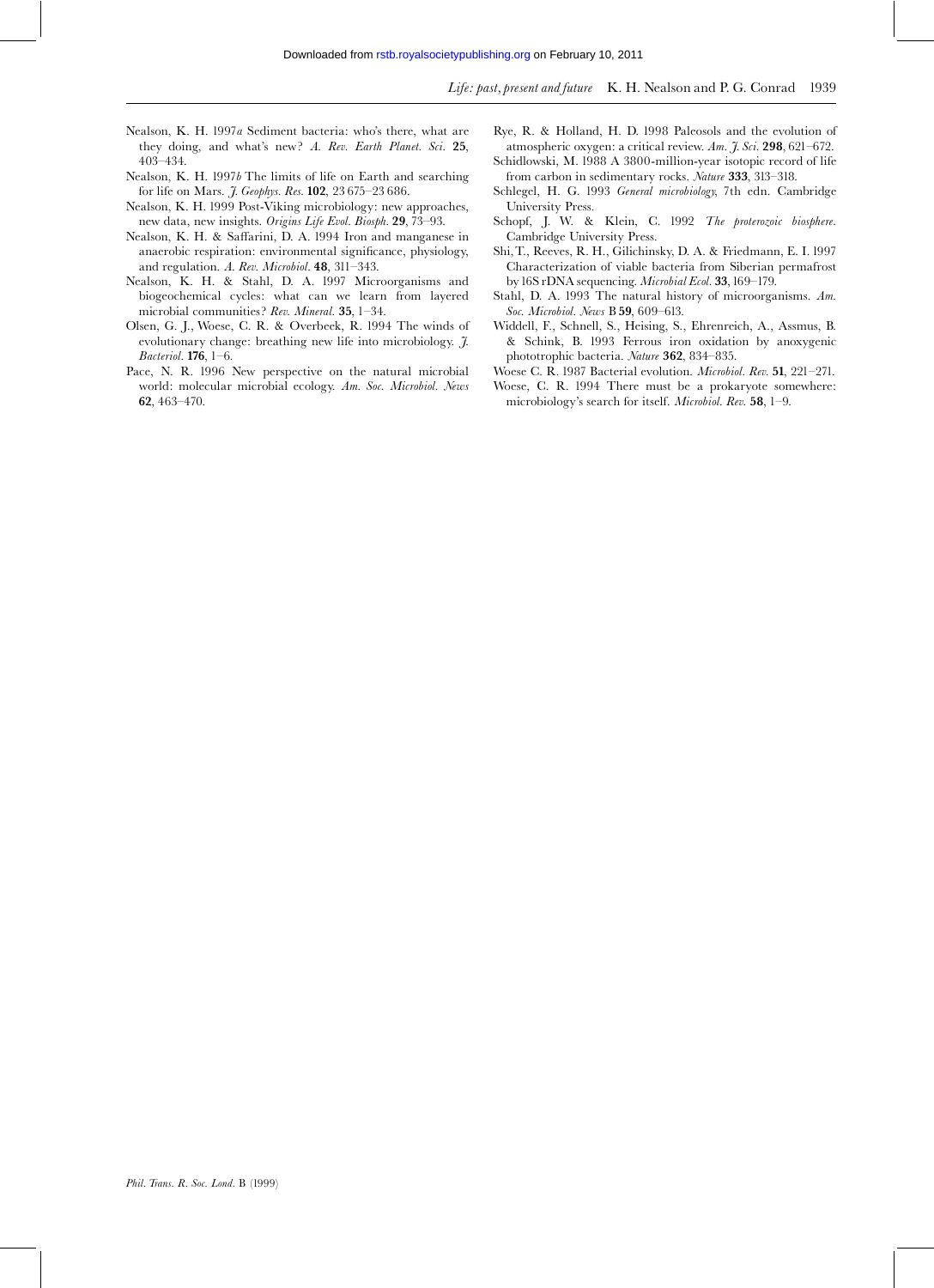Nealson, K. H. 1997*a* Sediment bacteria: who's there, what are they doing, and what's new? *A. Rev. Earth Planet. Sci.* **25**, 403–434.

Nealson, K. H. 1997*b* The limits of life on Earth and searching for life on Mars. *J. Geophys. Res.* **102**, 23 675–23 686.

Nealson, K. H. 1999 Post-Viking microbiology: new approaches, new data, new insights. *Origins Life Evol. Biosph.* **29**, 73–93.

Nealson, K. H. & Saffarini, D. A. 1994 Iron and manganese in anaerobic respiration: environmental significance, physiology, and regulation. *A. Rev. Microbiol.* **48**, 311–343.

Nealson, K. H. & Stahl, D. A. 1997 Microorganisms and biogeochemical cycles: what can we learn from layered microbial communities? *Rev. Mineral.* **35**, 1–34.

Olsen, G. J., Woese, C. R. & Overbeek, R. 1994 The winds of evolutionary change: breathing new life into microbiology. *J. Bacteriol.* **176**, 1–6.

Pace, N. R. 1996 New perspective on the natural microbial world: molecular microbial ecology. *Am. Soc. Microbiol. News* **62**, 463–470.

Rye, R. & Holland, H. D. 1998 Paleosols and the evolution of atmospheric oxygen: a critical review. *Am. J. Sci.* **298**, 621–672.

Schidlowski, M. 1988 A 3800-million-year isotopic record of life from carbon in sedimentary rocks. *Nature* **333**, 313–318.

Schlegel, H. G. 1993 *General microbiology*, 7th edn. Cambridge University Press.

Schopf, J. W. & Klein, C. 1992 *The proterozoic biosphere*. Cambridge University Press.

Shi, T., Reeves, R. H., Gilichinsky, D. A. & Friedmann, E. I. 1997 Characterization of viable bacteria from Siberian permafrost by 16S rDNA sequencing. *Microbial Ecol.* **33**, 169–179.

Stahl, D. A. 1993 The natural history of microorganisms. *Am. Soc. Microbiol. News* B **59**, 609–613.

Widdell, F., Schnell, S., Heising, S., Ehrenreich, A., Assmus, B. & Schink, B. 1993 Ferrous iron oxidation by anoxygenic phototrophic bacteria. *Nature* **362**, 834–835.

Woese C. R. 1987 Bacterial evolution. *Microbiol. Rev.* **51**, 221–271.

Woese, C. R. 1994 There must be a prokaryote somewhere: microbiology's search for itself. *Microbiol. Rev.* **58**, 1–9.